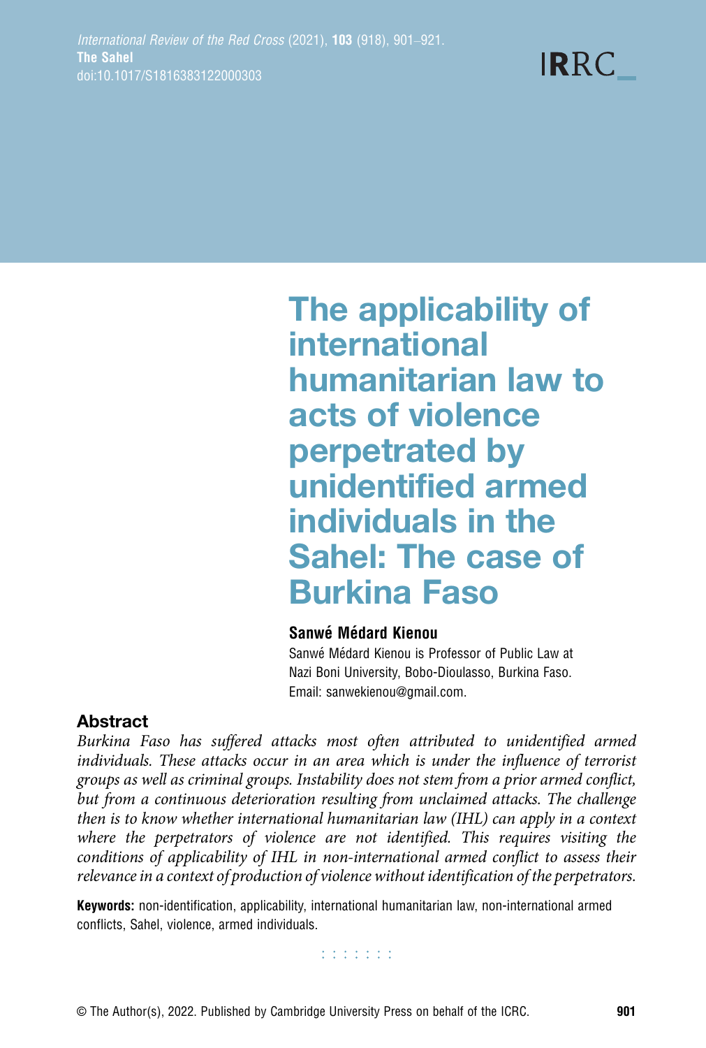# The applicability of international humanitarian law to acts of violence perpetrated by unidentified armed individuals in the Sahel: The case of Burkina Faso

**Sanwé Médard Kienou**

Sanwé Médard Kienou is Professor of Public Law at Nazi Boni University, Bobo-Dioulasso, Burkina Faso. Email: sanwekienou@gmail.com.

## Abstract

*Burkina Faso has suffered attacks most often attributed to unidentified armed individuals. These attacks occur in an area which is under the influence of terrorist groups as well as criminal groups. Instability does not stem from a prior armed conflict, but from a continuous deterioration resulting from unclaimed attacks. The challenge then is to know whether international humanitarian law (IHL) can apply in a context where the perpetrators of violence are not identified. This requires visiting the conditions of applicability of IHL in non-international armed conflict to assess their relevance in a context of production of violence without identification of the perpetrators.*

**Keywords:** non-identification, applicability, international humanitarian law, non-international armed conflicts, Sahel, violence, armed individuals.

© The Author(s), 2022. Published by Cambridge University Press on behalf of the ICRC.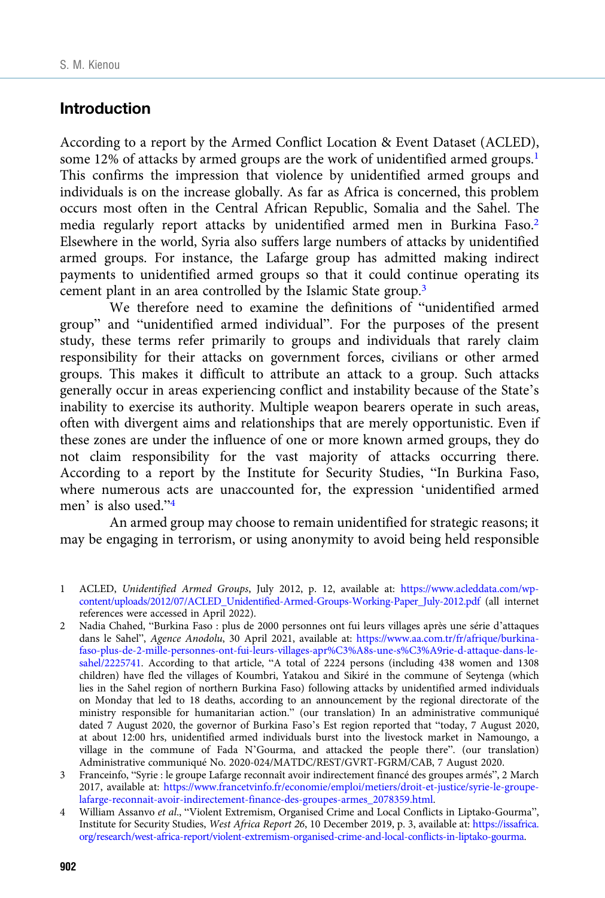## Introduction

According to a report by the Armed Conflict Location & Event Dataset (ACLED), some 12% of attacks by armed groups are the work of unidentified armed groups.[1] This confirms the impression that violence by unidentified armed groups and individuals is on the increase globally. As far as Africa is concerned, this problem occurs most often in the Central African Republic, Somalia and the Sahel. The media regularly report attacks by unidentified armed men in Burkina Faso.[2] Elsewhere in the world, Syria also suffers large numbers of attacks by unidentified armed groups. For instance, the Lafarge group has admitted making indirect payments to unidentified armed groups so that it could continue operating its cement plant in an area controlled by the Islamic State group.[3]

We therefore need to examine the definitions of "unidentified armed group" and "unidentified armed individual". For the purposes of the present study, these terms refer primarily to groups and individuals that rarely claim responsibility for their attacks on government forces, civilians or other armed groups. This makes it difficult to attribute an attack to a group. Such attacks generally occur in areas experiencing conflict and instability because of the State's inability to exercise its authority. Multiple weapon bearers operate in such areas, often with divergent aims and relationships that are merely opportunistic. Even if these zones are under the influence of one or more known armed groups, they do not claim responsibility for the vast majority of attacks occurring there. According to a report by the Institute for Security Studies, "In Burkina Faso, where numerous acts are unaccounted for, the expression 'unidentified armed men' is also used."[4]

An armed group may choose to remain unidentified for strategic reasons; it may be engaging in terrorism, or using anonymity to avoid being held responsible

---

1 ACLED, *Unidentified Armed Groups*, July 2012, p. 12, available at: https://www.acleddata.com/wp-content/uploads/2012/07/ACLED_Unidentified-Armed-Groups-Working-Paper_July-2012.pdf (all internet references were accessed in April 2022).

2 Nadia Chahed, "Burkina Faso : plus de 2000 personnes ont fui leurs villages après une série d'attaques dans le Sahel", *Agence Anodolu*, 30 April 2021, available at: https://www.aa.com.tr/fr/afrique/burkina-faso-plus-de-2-mille-personnes-ont-fui-leurs-villages-apr%C3%A8s-une-s%C3%A9rie-d-attaque-dans-le-sahel/2225741. According to that article, "A total of 2224 persons (including 438 women and 1308 children) have fled the villages of Koumbri, Yatakou and Sikiré in the commune of Seytenga (which lies in the Sahel region of northern Burkina Faso) following attacks by unidentified armed individuals on Monday that led to 18 deaths, according to an announcement by the regional directorate of the ministry responsible for humanitarian action." (our translation) In an administrative communiqué dated 7 August 2020, the governor of Burkina Faso's Est region reported that "today, 7 August 2020, at about 12:00 hrs, unidentified armed individuals burst into the livestock market in Namoungo, a village in the commune of Fada N'Gourma, and attacked the people there". (our translation) Administrative communiqué No. 2020-024/MATDC/REST/GVRT-FGRM/CAB, 7 August 2020.

3 Franceinfo, "Syrie : le groupe Lafarge reconnaît avoir indirectement financé des groupes armés", 2 March 2017, available at: https://www.francetvinfo.fr/economie/emploi/metiers/droit-et-justice/syrie-le-groupe-lafarge-reconnait-avoir-indirectement-finance-des-groupes-armes_2078359.html.

4 William Assanvo *et al.*, "Violent Extremism, Organised Crime and Local Conflicts in Liptako-Gourma", Institute for Security Studies, *West Africa Report 26*, 10 December 2019, p. 3, available at: https://issafrica.org/research/west-africa-report/violent-extremism-organised-crime-and-local-conflicts-in-liptako-gourma.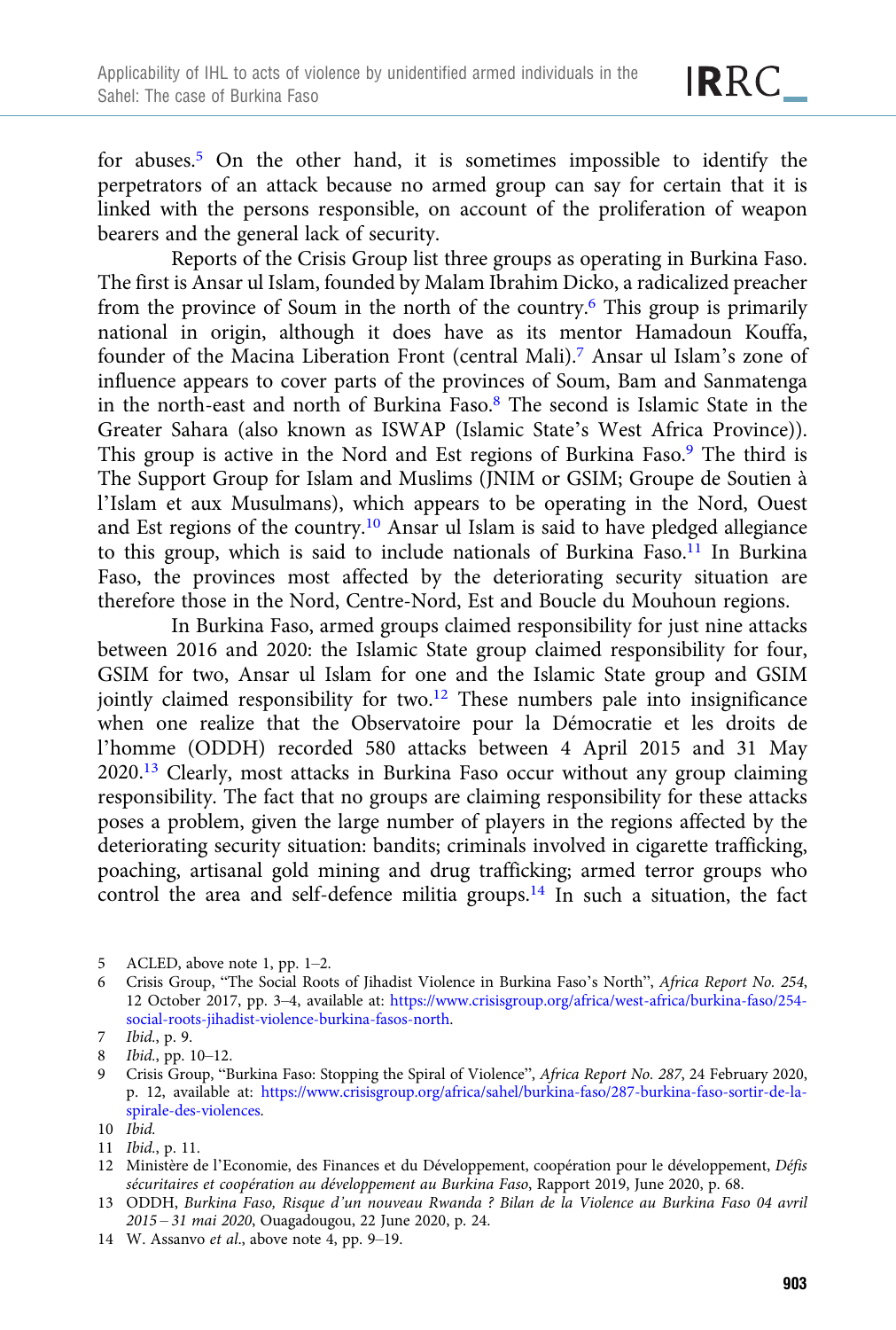for abuses.[5] On the other hand, it is sometimes impossible to identify the perpetrators of an attack because no armed group can say for certain that it is linked with the persons responsible, on account of the proliferation of weapon bearers and the general lack of security.

Reports of the Crisis Group list three groups as operating in Burkina Faso. The first is Ansar ul Islam, founded by Malam Ibrahim Dicko, a radicalized preacher from the province of Soum in the north of the country.[6] This group is primarily national in origin, although it does have as its mentor Hamadoun Kouffa, founder of the Macina Liberation Front (central Mali).[7] Ansar ul Islam's zone of influence appears to cover parts of the provinces of Soum, Bam and Sanmatenga in the north-east and north of Burkina Faso.[8] The second is Islamic State in the Greater Sahara (also known as ISWAP (Islamic State's West Africa Province)). This group is active in the Nord and Est regions of Burkina Faso.[9] The third is The Support Group for Islam and Muslims (JNIM or GSIM; Groupe de Soutien à l'Islam et aux Musulmans), which appears to be operating in the Nord, Ouest and Est regions of the country.[10] Ansar ul Islam is said to have pledged allegiance to this group, which is said to include nationals of Burkina Faso.[11] In Burkina Faso, the provinces most affected by the deteriorating security situation are therefore those in the Nord, Centre-Nord, Est and Boucle du Mouhoun regions.

In Burkina Faso, armed groups claimed responsibility for just nine attacks between 2016 and 2020: the Islamic State group claimed responsibility for four, GSIM for two, Ansar ul Islam for one and the Islamic State group and GSIM jointly claimed responsibility for two.[12] These numbers pale into insignificance when one realize that the Observatoire pour la Démocratie et les droits de l'homme (ODDH) recorded 580 attacks between 4 April 2015 and 31 May 2020.[13] Clearly, most attacks in Burkina Faso occur without any group claiming responsibility. The fact that no groups are claiming responsibility for these attacks poses a problem, given the large number of players in the regions affected by the deteriorating security situation: bandits; criminals involved in cigarette trafficking, poaching, artisanal gold mining and drug trafficking; armed terror groups who control the area and self-defence militia groups.[14] In such a situation, the fact

---

5 ACLED, above note 1, pp. 1–2.

6 Crisis Group, "The Social Roots of Jihadist Violence in Burkina Faso's North", *Africa Report No. 254*, 12 October 2017, pp. 3–4, available at: https://www.crisisgroup.org/africa/west-africa/burkina-faso/254-social-roots-jihadist-violence-burkina-fasos-north.

7 *Ibid.*, p. 9.

8 *Ibid.*, pp. 10–12.

9 Crisis Group, "Burkina Faso: Stopping the Spiral of Violence", *Africa Report No. 287*, 24 February 2020, p. 12, available at: https://www.crisisgroup.org/africa/sahel/burkina-faso/287-burkina-faso-sortir-de-la-spirale-des-violences.

10 *Ibid.*

11 *Ibid.*, p. 11.

12 Ministère de l'Economie, des Finances et du Développement, coopération pour le développement, *Défis sécuritaires et coopération au développement au Burkina Faso*, Rapport 2019, June 2020, p. 68.

13 ODDH, *Burkina Faso, Risque d'un nouveau Rwanda ? Bilan de la Violence au Burkina Faso 04 avril 2015 – 31 mai 2020*, Ouagadougou, 22 June 2020, p. 24.

14 W. Assanvo *et al.*, above note 4, pp. 9–19.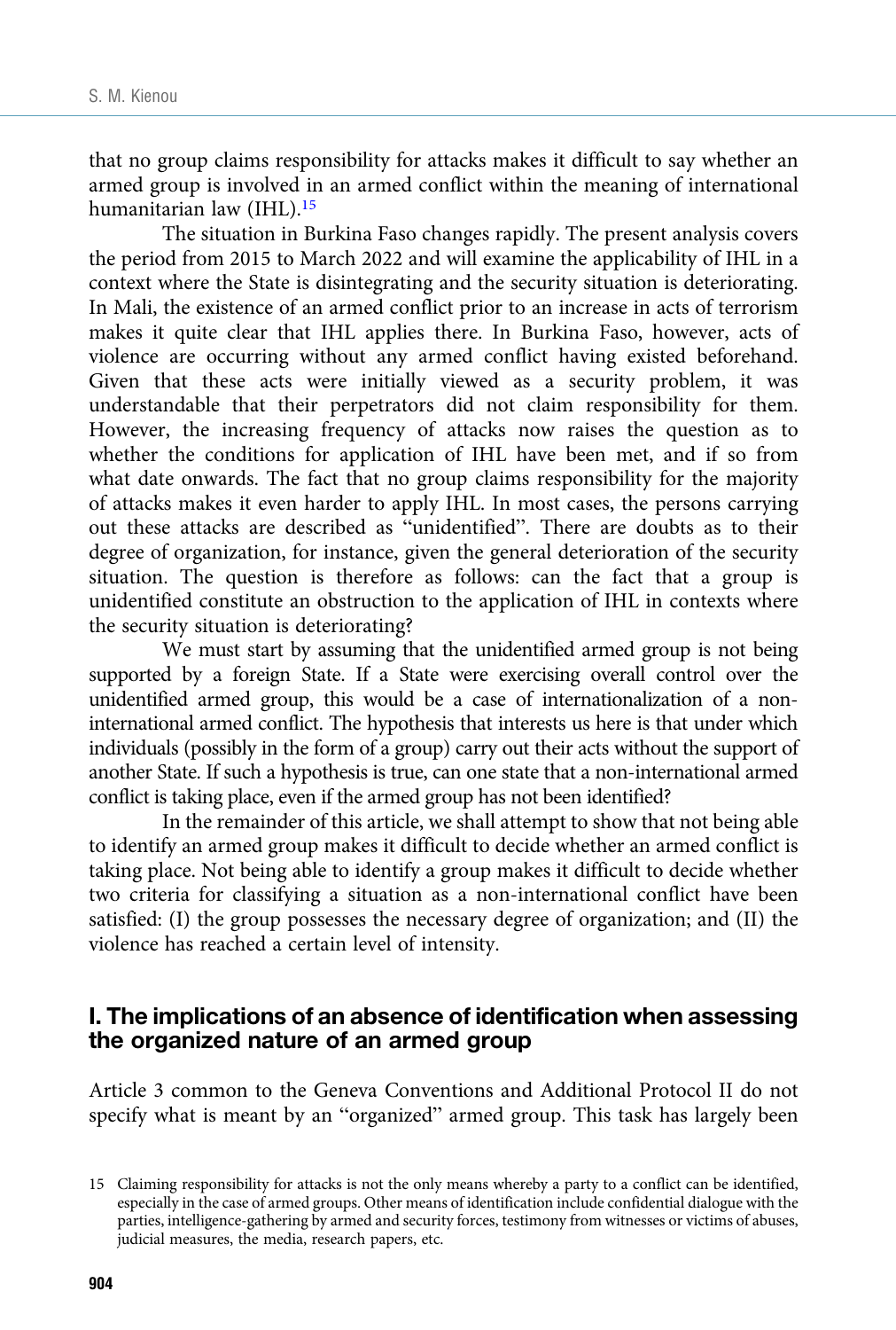that no group claims responsibility for attacks makes it difficult to say whether an armed group is involved in an armed conflict within the meaning of international humanitarian law (IHL).[15]

The situation in Burkina Faso changes rapidly. The present analysis covers the period from 2015 to March 2022 and will examine the applicability of IHL in a context where the State is disintegrating and the security situation is deteriorating. In Mali, the existence of an armed conflict prior to an increase in acts of terrorism makes it quite clear that IHL applies there. In Burkina Faso, however, acts of violence are occurring without any armed conflict having existed beforehand. Given that these acts were initially viewed as a security problem, it was understandable that their perpetrators did not claim responsibility for them. However, the increasing frequency of attacks now raises the question as to whether the conditions for application of IHL have been met, and if so from what date onwards. The fact that no group claims responsibility for the majority of attacks makes it even harder to apply IHL. In most cases, the persons carrying out these attacks are described as "unidentified". There are doubts as to their degree of organization, for instance, given the general deterioration of the security situation. The question is therefore as follows: can the fact that a group is unidentified constitute an obstruction to the application of IHL in contexts where the security situation is deteriorating?

We must start by assuming that the unidentified armed group is not being supported by a foreign State. If a State were exercising overall control over the unidentified armed group, this would be a case of internationalization of a non-international armed conflict. The hypothesis that interests us here is that under which individuals (possibly in the form of a group) carry out their acts without the support of another State. If such a hypothesis is true, can one state that a non-international armed conflict is taking place, even if the armed group has not been identified?

In the remainder of this article, we shall attempt to show that not being able to identify an armed group makes it difficult to decide whether an armed conflict is taking place. Not being able to identify a group makes it difficult to decide whether two criteria for classifying a situation as a non-international conflict have been satisfied: (I) the group possesses the necessary degree of organization; and (II) the violence has reached a certain level of intensity.

## I. The implications of an absence of identification when assessing the organized nature of an armed group

Article 3 common to the Geneva Conventions and Additional Protocol II do not specify what is meant by an "organized" armed group. This task has largely been

15 Claiming responsibility for attacks is not the only means whereby a party to a conflict can be identified, especially in the case of armed groups. Other means of identification include confidential dialogue with the parties, intelligence-gathering by armed and security forces, testimony from witnesses or victims of abuses, judicial measures, the media, research papers, etc.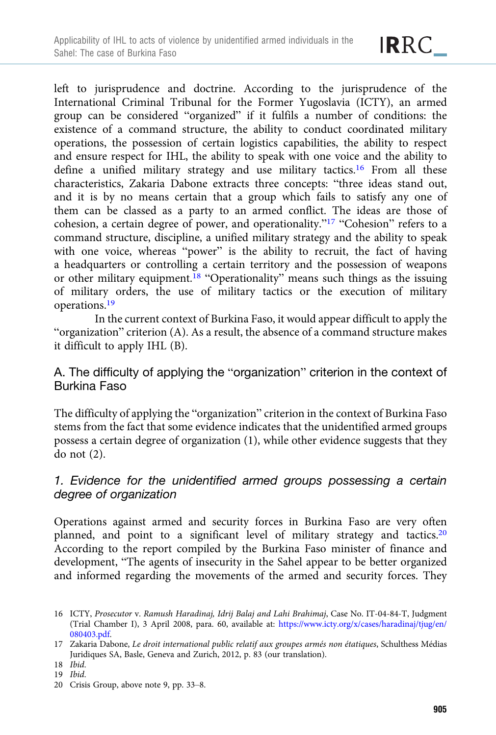left to jurisprudence and doctrine. According to the jurisprudence of the International Criminal Tribunal for the Former Yugoslavia (ICTY), an armed group can be considered "organized" if it fulfils a number of conditions: the existence of a command structure, the ability to conduct coordinated military operations, the possession of certain logistics capabilities, the ability to respect and ensure respect for IHL, the ability to speak with one voice and the ability to define a unified military strategy and use military tactics.[16] From all these characteristics, Zakaria Dabone extracts three concepts: "three ideas stand out, and it is by no means certain that a group which fails to satisfy any one of them can be classed as a party to an armed conflict. The ideas are those of cohesion, a certain degree of power, and operationality."[17] "Cohesion" refers to a command structure, discipline, a unified military strategy and the ability to speak with one voice, whereas "power" is the ability to recruit, the fact of having a headquarters or controlling a certain territory and the possession of weapons or other military equipment.[18] "Operationality" means such things as the issuing of military orders, the use of military tactics or the execution of military operations.[19]

In the current context of Burkina Faso, it would appear difficult to apply the "organization" criterion (A). As a result, the absence of a command structure makes it difficult to apply IHL (B).

## A. The difficulty of applying the "organization" criterion in the context of Burkina Faso

The difficulty of applying the "organization" criterion in the context of Burkina Faso stems from the fact that some evidence indicates that the unidentified armed groups possess a certain degree of organization (1), while other evidence suggests that they do not (2).

### *1. Evidence for the unidentified armed groups possessing a certain degree of organization*

Operations against armed and security forces in Burkina Faso are very often planned, and point to a significant level of military strategy and tactics.[20] According to the report compiled by the Burkina Faso minister of finance and development, "The agents of insecurity in the Sahel appear to be better organized and informed regarding the movements of the armed and security forces. They

16 ICTY, *Prosecutor* v. *Ramush Haradinaj, Idrij Balaj and Lahi Brahimaj*, Case No. IT-04-84-T, Judgment (Trial Chamber I), 3 April 2008, para. 60, available at: https://www.icty.org/x/cases/haradinaj/tjug/en/080403.pdf.

17 Zakaria Dabone, *Le droit international public relatif aux groupes armés non étatiques*, Schulthess Médias Juridiques SA, Basle, Geneva and Zurich, 2012, p. 83 (our translation).

18 *Ibid.*

19 *Ibid.*

20 Crisis Group, above note 9, pp. 33–8.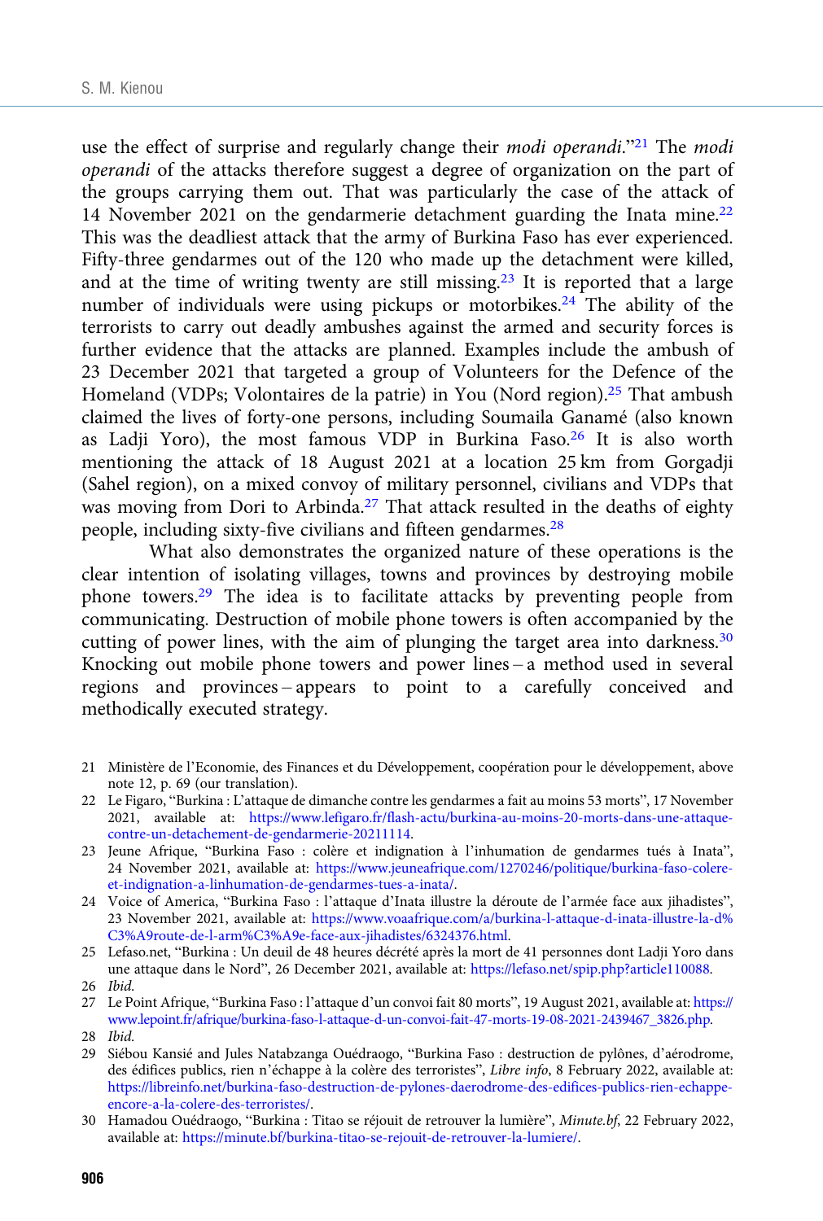use the effect of surprise and regularly change their *modi operandi*."[21] The *modi operandi* of the attacks therefore suggest a degree of organization on the part of the groups carrying them out. That was particularly the case of the attack of 14 November 2021 on the gendarmerie detachment guarding the Inata mine.[22] This was the deadliest attack that the army of Burkina Faso has ever experienced. Fifty-three gendarmes out of the 120 who made up the detachment were killed, and at the time of writing twenty are still missing.[23] It is reported that a large number of individuals were using pickups or motorbikes.[24] The ability of the terrorists to carry out deadly ambushes against the armed and security forces is further evidence that the attacks are planned. Examples include the ambush of 23 December 2021 that targeted a group of Volunteers for the Defence of the Homeland (VDPs; Volontaires de la patrie) in You (Nord region).[25] That ambush claimed the lives of forty-one persons, including Soumaila Ganamé (also known as Ladji Yoro), the most famous VDP in Burkina Faso.[26] It is also worth mentioning the attack of 18 August 2021 at a location 25 km from Gorgadji (Sahel region), on a mixed convoy of military personnel, civilians and VDPs that was moving from Dori to Arbinda.[27] That attack resulted in the deaths of eighty people, including sixty-five civilians and fifteen gendarmes.[28]

What also demonstrates the organized nature of these operations is the clear intention of isolating villages, towns and provinces by destroying mobile phone towers.[29] The idea is to facilitate attacks by preventing people from communicating. Destruction of mobile phone towers is often accompanied by the cutting of power lines, with the aim of plunging the target area into darkness.[30] Knocking out mobile phone towers and power lines – a method used in several regions and provinces – appears to point to a carefully conceived and methodically executed strategy.

21 Ministère de l'Economie, des Finances et du Développement, coopération pour le développement, above note 12, p. 69 (our translation).

22 Le Figaro, "Burkina : L'attaque de dimanche contre les gendarmes a fait au moins 53 morts", 17 November 2021, available at: https://www.lefigaro.fr/flash-actu/burkina-au-moins-20-morts-dans-une-attaque-contre-un-detachement-de-gendarmerie-20211114.

23 Jeune Afrique, "Burkina Faso : colère et indignation à l'inhumation de gendarmes tués à Inata", 24 November 2021, available at: https://www.jeuneafrique.com/1270246/politique/burkina-faso-colere-et-indignation-a-linhumation-de-gendarmes-tues-a-inata/.

24 Voice of America, "Burkina Faso : l'attaque d'Inata illustre la déroute de l'armée face aux jihadistes", 23 November 2021, available at: https://www.voaafrique.com/a/burkina-l-attaque-d-inata-illustre-la-d%C3%A9route-de-l-arm%C3%A9e-face-aux-jihadistes/6324376.html.

25 Lefaso.net, "Burkina : Un deuil de 48 heures décrété après la mort de 41 personnes dont Ladji Yoro dans une attaque dans le Nord", 26 December 2021, available at: https://lefaso.net/spip.php?article110088.

26 *Ibid.*

27 Le Point Afrique, "Burkina Faso : l'attaque d'un convoi fait 80 morts", 19 August 2021, available at: https://www.lepoint.fr/afrique/burkina-faso-l-attaque-d-un-convoi-fait-47-morts-19-08-2021-2439467_3826.php.

28 *Ibid.*

29 Siébou Kansié and Jules Natabzanga Ouédraogo, "Burkina Faso : destruction de pylônes, d'aérodrome, des édifices publics, rien n'échappe à la colère des terroristes", *Libre info*, 8 February 2022, available at: https://libreinfo.net/burkina-faso-destruction-de-pylones-daerodrome-des-edifices-publics-rien-echappe-encore-a-la-colere-des-terroristes/.

30 Hamadou Ouédraogo, "Burkina : Titao se réjouit de retrouver la lumière", *Minute.bf*, 22 February 2022, available at: https://minute.bf/burkina-titao-se-rejouit-de-retrouver-la-lumiere/.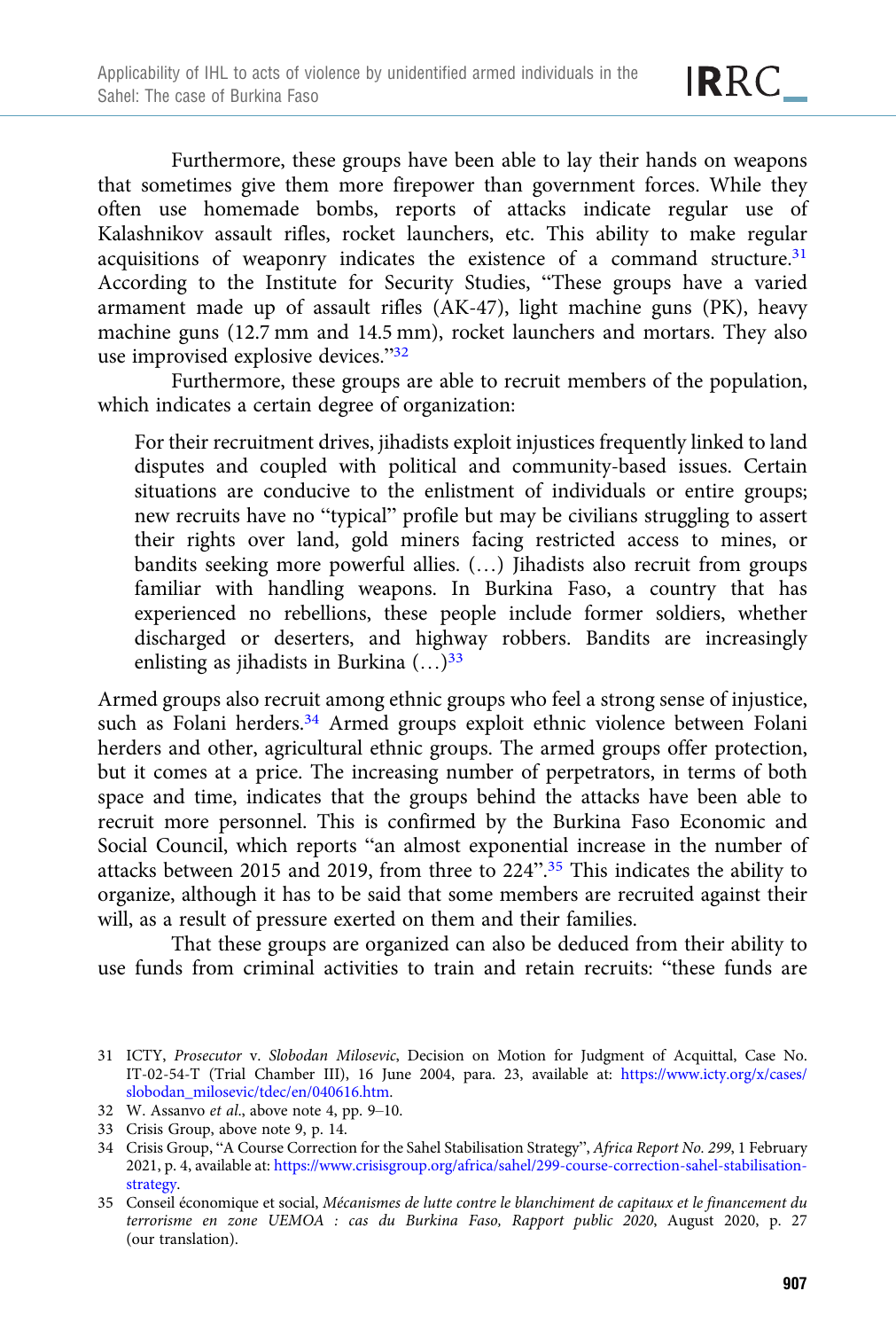Furthermore, these groups have been able to lay their hands on weapons that sometimes give them more firepower than government forces. While they often use homemade bombs, reports of attacks indicate regular use of Kalashnikov assault rifles, rocket launchers, etc. This ability to make regular acquisitions of weaponry indicates the existence of a command structure.[31] According to the Institute for Security Studies, "These groups have a varied armament made up of assault rifles (AK-47), light machine guns (PK), heavy machine guns (12.7 mm and 14.5 mm), rocket launchers and mortars. They also use improvised explosive devices."[32]

Furthermore, these groups are able to recruit members of the population, which indicates a certain degree of organization:

> For their recruitment drives, jihadists exploit injustices frequently linked to land disputes and coupled with political and community-based issues. Certain situations are conducive to the enlistment of individuals or entire groups; new recruits have no "typical" profile but may be civilians struggling to assert their rights over land, gold miners facing restricted access to mines, or bandits seeking more powerful allies. (…) Jihadists also recruit from groups familiar with handling weapons. In Burkina Faso, a country that has experienced no rebellions, these people include former soldiers, whether discharged or deserters, and highway robbers. Bandits are increasingly enlisting as jihadists in Burkina (…)[33]

Armed groups also recruit among ethnic groups who feel a strong sense of injustice, such as Folani herders.[34] Armed groups exploit ethnic violence between Folani herders and other, agricultural ethnic groups. The armed groups offer protection, but it comes at a price. The increasing number of perpetrators, in terms of both space and time, indicates that the groups behind the attacks have been able to recruit more personnel. This is confirmed by the Burkina Faso Economic and Social Council, which reports "an almost exponential increase in the number of attacks between 2015 and 2019, from three to 224".[35] This indicates the ability to organize, although it has to be said that some members are recruited against their will, as a result of pressure exerted on them and their families.

That these groups are organized can also be deduced from their ability to use funds from criminal activities to train and retain recruits: "these funds are

---

31 ICTY, *Prosecutor* v. *Slobodan Milosevic*, Decision on Motion for Judgment of Acquittal, Case No. IT-02-54-T (Trial Chamber III), 16 June 2004, para. 23, available at: https://www.icty.org/x/cases/slobodan_milosevic/tdec/en/040616.htm.

32 W. Assanvo *et al.*, above note 4, pp. 9–10.

33 Crisis Group, above note 9, p. 14.

34 Crisis Group, "A Course Correction for the Sahel Stabilisation Strategy", *Africa Report No. 299*, 1 February 2021, p. 4, available at: https://www.crisisgroup.org/africa/sahel/299-course-correction-sahel-stabilisation-strategy.

35 Conseil économique et social, *Mécanismes de lutte contre le blanchiment de capitaux et le financement du terrorisme en zone UEMOA : cas du Burkina Faso, Rapport public 2020*, August 2020, p. 27 (our translation).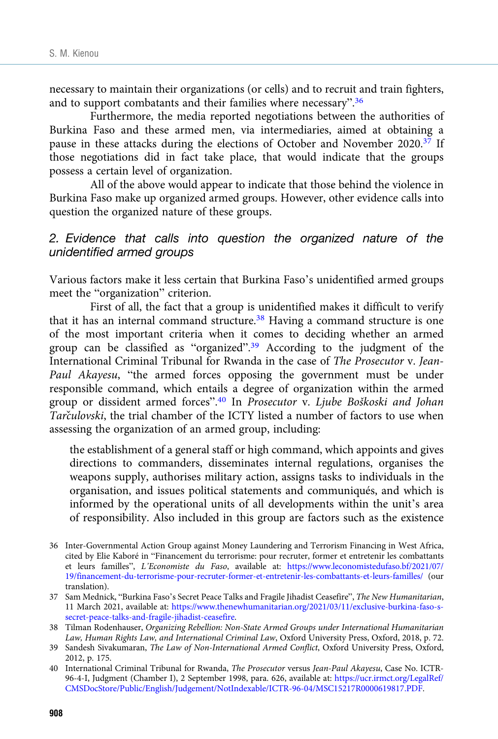necessary to maintain their organizations (or cells) and to recruit and train fighters, and to support combatants and their families where necessary".[36]

Furthermore, the media reported negotiations between the authorities of Burkina Faso and these armed men, via intermediaries, aimed at obtaining a pause in these attacks during the elections of October and November 2020.[37] If those negotiations did in fact take place, that would indicate that the groups possess a certain level of organization.

All of the above would appear to indicate that those behind the violence in Burkina Faso make up organized armed groups. However, other evidence calls into question the organized nature of these groups.

### *2. Evidence that calls into question the organized nature of the unidentified armed groups*

Various factors make it less certain that Burkina Faso's unidentified armed groups meet the "organization" criterion.

First of all, the fact that a group is unidentified makes it difficult to verify that it has an internal command structure.[38] Having a command structure is one of the most important criteria when it comes to deciding whether an armed group can be classified as "organized".[39] According to the judgment of the International Criminal Tribunal for Rwanda in the case of *The Prosecutor* v. *Jean-Paul Akayesu*, "the armed forces opposing the government must be under responsible command, which entails a degree of organization within the armed group or dissident armed forces".[40] In *Prosecutor* v. *Ljube Boškoski and Johan Tarčulovski*, the trial chamber of the ICTY listed a number of factors to use when assessing the organization of an armed group, including:

> the establishment of a general staff or high command, which appoints and gives directions to commanders, disseminates internal regulations, organises the weapons supply, authorises military action, assigns tasks to individuals in the organisation, and issues political statements and communiqués, and which is informed by the operational units of all developments within the unit's area of responsibility. Also included in this group are factors such as the existence

---

36 Inter-Governmental Action Group against Money Laundering and Terrorism Financing in West Africa, cited by Elie Kaboré in "Financement du terrorisme: pour recruter, former et entretenir les combattants et leurs familles", *L'Economiste du Faso*, available at: https://www.leconomistedufaso.bf/2021/07/19/financement-du-terrorisme-pour-recruter-former-et-entretenir-les-combattants-et-leurs-familles/ (our translation).

37 Sam Mednick, "Burkina Faso's Secret Peace Talks and Fragile Jihadist Ceasefire", *The New Humanitarian*, 11 March 2021, available at: https://www.thenewhumanitarian.org/2021/03/11/exclusive-burkina-faso-s-secret-peace-talks-and-fragile-jihadist-ceasefire.

38 Tilman Rodenhauser, *Organizing Rebellion: Non-State Armed Groups under International Humanitarian Law, Human Rights Law, and International Criminal Law*, Oxford University Press, Oxford, 2018, p. 72.

39 Sandesh Sivakumaran, *The Law of Non-International Armed Conflict*, Oxford University Press, Oxford, 2012, p. 175.

40 International Criminal Tribunal for Rwanda, *The Prosecutor* versus *Jean-Paul Akayesu*, Case No. ICTR-96-4-I, Judgment (Chamber I), 2 September 1998, para. 626, available at: https://ucr.irmct.org/LegalRef/CMSDocStore/Public/English/Judgement/NotIndexable/ICTR-96-04/MSC15217R0000619817.PDF.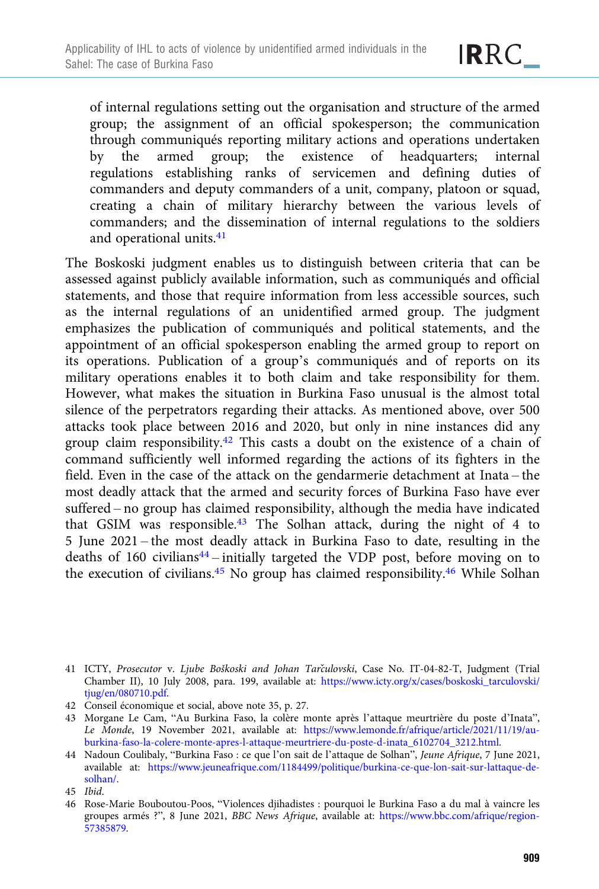of internal regulations setting out the organisation and structure of the armed group; the assignment of an official spokesperson; the communication through communiqués reporting military actions and operations undertaken by the armed group; the existence of headquarters; internal regulations establishing ranks of servicemen and defining duties of commanders and deputy commanders of a unit, company, platoon or squad, creating a chain of military hierarchy between the various levels of commanders; and the dissemination of internal regulations to the soldiers and operational units.[41]

The Boskoski judgment enables us to distinguish between criteria that can be assessed against publicly available information, such as communiqués and official statements, and those that require information from less accessible sources, such as the internal regulations of an unidentified armed group. The judgment emphasizes the publication of communiqués and political statements, and the appointment of an official spokesperson enabling the armed group to report on its operations. Publication of a group's communiqués and of reports on its military operations enables it to both claim and take responsibility for them. However, what makes the situation in Burkina Faso unusual is the almost total silence of the perpetrators regarding their attacks. As mentioned above, over 500 attacks took place between 2016 and 2020, but only in nine instances did any group claim responsibility.[42] This casts a doubt on the existence of a chain of command sufficiently well informed regarding the actions of its fighters in the field. Even in the case of the attack on the gendarmerie detachment at Inata – the most deadly attack that the armed and security forces of Burkina Faso have ever suffered – no group has claimed responsibility, although the media have indicated that GSIM was responsible.[43] The Solhan attack, during the night of 4 to 5 June 2021 – the most deadly attack in Burkina Faso to date, resulting in the deaths of 160 civilians[44] – initially targeted the VDP post, before moving on to the execution of civilians.[45] No group has claimed responsibility.[46] While Solhan

---

41 ICTY, *Prosecutor* v. *Ljube Boškoski and Johan Tarčulovski*, Case No. IT-04-82-T, Judgment (Trial Chamber II), 10 July 2008, para. 199, available at: https://www.icty.org/x/cases/boskoski_tarculovski/tjug/en/080710.pdf.

42 Conseil économique et social, above note 35, p. 27.

43 Morgane Le Cam, "Au Burkina Faso, la colère monte après l'attaque meurtrière du poste d'Inata", *Le Monde*, 19 November 2021, available at: https://www.lemonde.fr/afrique/article/2021/11/19/au-burkina-faso-la-colere-monte-apres-l-attaque-meurtriere-du-poste-d-inata_6102704_3212.html.

44 Nadoun Coulibaly, "Burkina Faso : ce que l'on sait de l'attaque de Solhan", *Jeune Afrique*, 7 June 2021, available at: https://www.jeuneafrique.com/1184499/politique/burkina-ce-que-lon-sait-sur-lattaque-de-solhan/.

45 *Ibid.*

46 Rose-Marie Bouboutou-Poos, "Violences djihadistes : pourquoi le Burkina Faso a du mal à vaincre les groupes armés ?", 8 June 2021, *BBC News Afrique*, available at: https://www.bbc.com/afrique/region-57385879.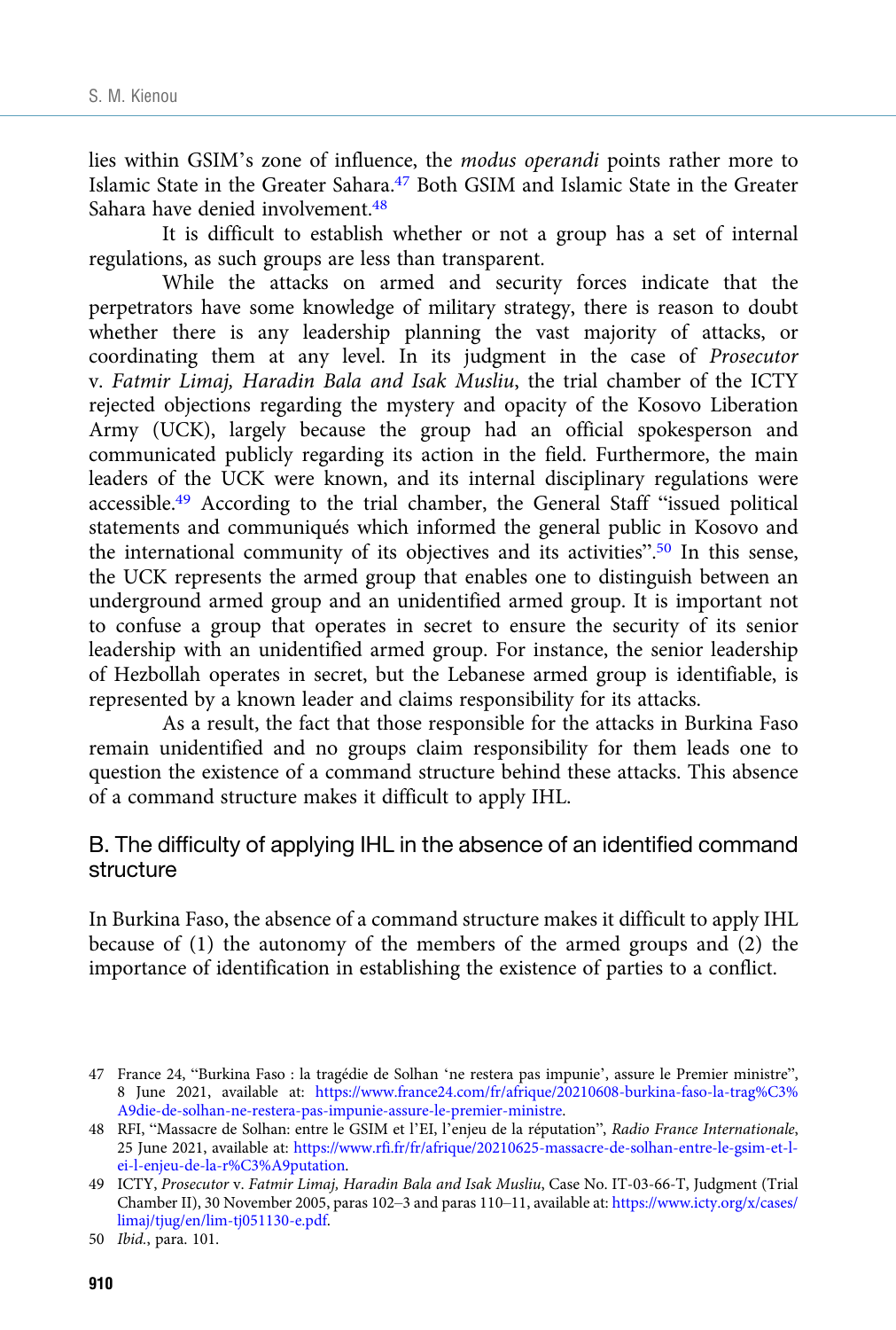lies within GSIM's zone of influence, the *modus operandi* points rather more to Islamic State in the Greater Sahara.[47] Both GSIM and Islamic State in the Greater Sahara have denied involvement.[48]

It is difficult to establish whether or not a group has a set of internal regulations, as such groups are less than transparent.

While the attacks on armed and security forces indicate that the perpetrators have some knowledge of military strategy, there is reason to doubt whether there is any leadership planning the vast majority of attacks, or coordinating them at any level. In its judgment in the case of *Prosecutor* v. *Fatmir Limaj, Haradin Bala and Isak Musliu*, the trial chamber of the ICTY rejected objections regarding the mystery and opacity of the Kosovo Liberation Army (UCK), largely because the group had an official spokesperson and communicated publicly regarding its action in the field. Furthermore, the main leaders of the UCK were known, and its internal disciplinary regulations were accessible.[49] According to the trial chamber, the General Staff "issued political statements and communiqués which informed the general public in Kosovo and the international community of its objectives and its activities".[50] In this sense, the UCK represents the armed group that enables one to distinguish between an underground armed group and an unidentified armed group. It is important not to confuse a group that operates in secret to ensure the security of its senior leadership with an unidentified armed group. For instance, the senior leadership of Hezbollah operates in secret, but the Lebanese armed group is identifiable, is represented by a known leader and claims responsibility for its attacks.

As a result, the fact that those responsible for the attacks in Burkina Faso remain unidentified and no groups claim responsibility for them leads one to question the existence of a command structure behind these attacks. This absence of a command structure makes it difficult to apply IHL.

## B. The difficulty of applying IHL in the absence of an identified command structure

In Burkina Faso, the absence of a command structure makes it difficult to apply IHL because of (1) the autonomy of the members of the armed groups and (2) the importance of identification in establishing the existence of parties to a conflict.

47 France 24, "Burkina Faso : la tragédie de Solhan 'ne restera pas impunie', assure le Premier ministre", 8 June 2021, available at: https://www.france24.com/fr/afrique/20210608-burkina-faso-la-trag%C3%A9die-de-solhan-ne-restera-pas-impunie-assure-le-premier-ministre.

48 RFI, "Massacre de Solhan: entre le GSIM et l'EI, l'enjeu de la réputation", *Radio France Internationale*, 25 June 2021, available at: https://www.rfi.fr/fr/afrique/20210625-massacre-de-solhan-entre-le-gsim-et-l-ei-l-enjeu-de-la-r%C3%A9putation.

49 ICTY, *Prosecutor* v. *Fatmir Limaj, Haradin Bala and Isak Musliu*, Case No. IT-03-66-T, Judgment (Trial Chamber II), 30 November 2005, paras 102–3 and paras 110–11, available at: https://www.icty.org/x/cases/limaj/tjug/en/lim-tj051130-e.pdf.

50 *Ibid.*, para. 101.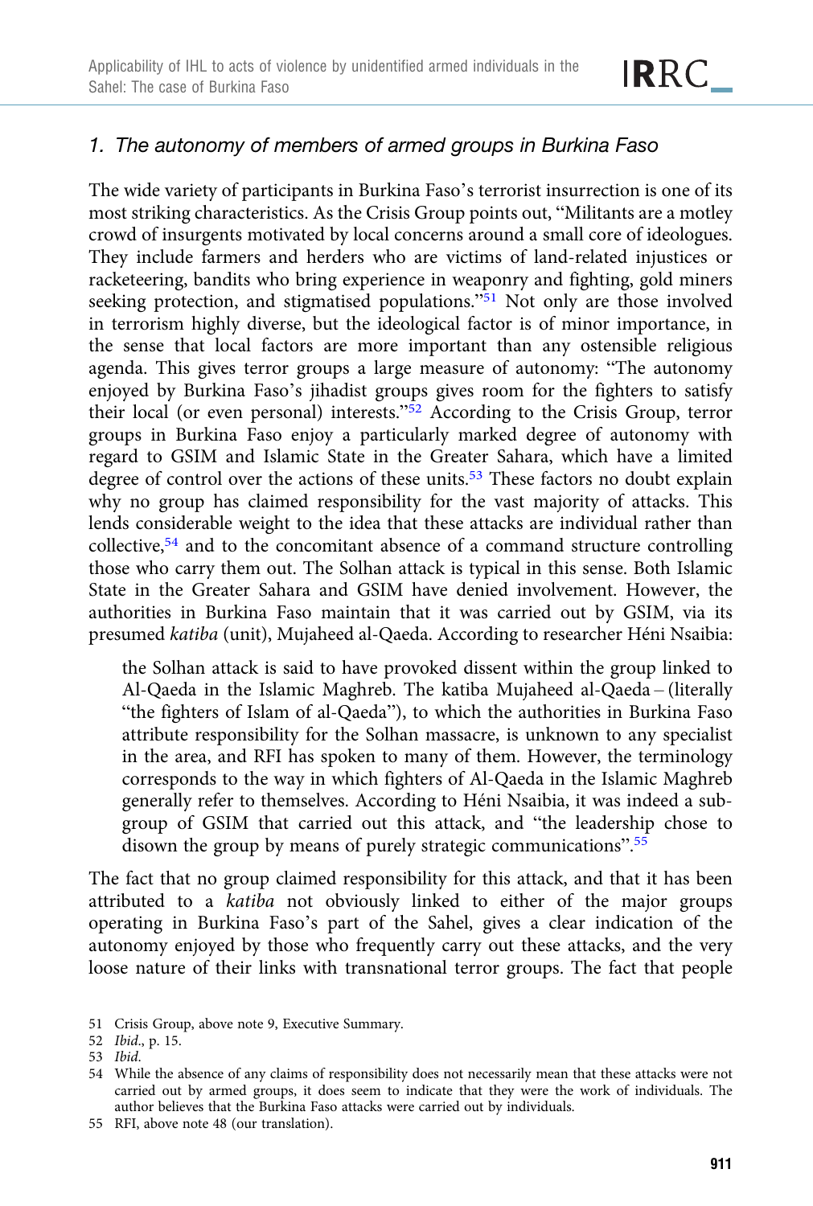### 1. The autonomy of members of armed groups in Burkina Faso

The wide variety of participants in Burkina Faso's terrorist insurrection is one of its most striking characteristics. As the Crisis Group points out, "Militants are a motley crowd of insurgents motivated by local concerns around a small core of ideologues. They include farmers and herders who are victims of land-related injustices or racketeering, bandits who bring experience in weaponry and fighting, gold miners seeking protection, and stigmatised populations."[51] Not only are those involved in terrorism highly diverse, but the ideological factor is of minor importance, in the sense that local factors are more important than any ostensible religious agenda. This gives terror groups a large measure of autonomy: "The autonomy enjoyed by Burkina Faso's jihadist groups gives room for the fighters to satisfy their local (or even personal) interests."[52] According to the Crisis Group, terror groups in Burkina Faso enjoy a particularly marked degree of autonomy with regard to GSIM and Islamic State in the Greater Sahara, which have a limited degree of control over the actions of these units.[53] These factors no doubt explain why no group has claimed responsibility for the vast majority of attacks. This lends considerable weight to the idea that these attacks are individual rather than collective,[54] and to the concomitant absence of a command structure controlling those who carry them out. The Solhan attack is typical in this sense. Both Islamic State in the Greater Sahara and GSIM have denied involvement. However, the authorities in Burkina Faso maintain that it was carried out by GSIM, via its presumed *katiba* (unit), Mujaheed al-Qaeda. According to researcher Héni Nsaibia:

> the Solhan attack is said to have provoked dissent within the group linked to Al-Qaeda in the Islamic Maghreb. The katiba Mujaheed al-Qaeda – (literally "the fighters of Islam of al-Qaeda"), to which the authorities in Burkina Faso attribute responsibility for the Solhan massacre, is unknown to any specialist in the area, and RFI has spoken to many of them. However, the terminology corresponds to the way in which fighters of Al-Qaeda in the Islamic Maghreb generally refer to themselves. According to Héni Nsaibia, it was indeed a sub-group of GSIM that carried out this attack, and "the leadership chose to disown the group by means of purely strategic communications".[55]

The fact that no group claimed responsibility for this attack, and that it has been attributed to a *katiba* not obviously linked to either of the major groups operating in Burkina Faso's part of the Sahel, gives a clear indication of the autonomy enjoyed by those who frequently carry out these attacks, and the very loose nature of their links with transnational terror groups. The fact that people

51 Crisis Group, above note 9, Executive Summary.

52 *Ibid.*, p. 15.

53 *Ibid.*

54 While the absence of any claims of responsibility does not necessarily mean that these attacks were not carried out by armed groups, it does seem to indicate that they were the work of individuals. The author believes that the Burkina Faso attacks were carried out by individuals.

55 RFI, above note 48 (our translation).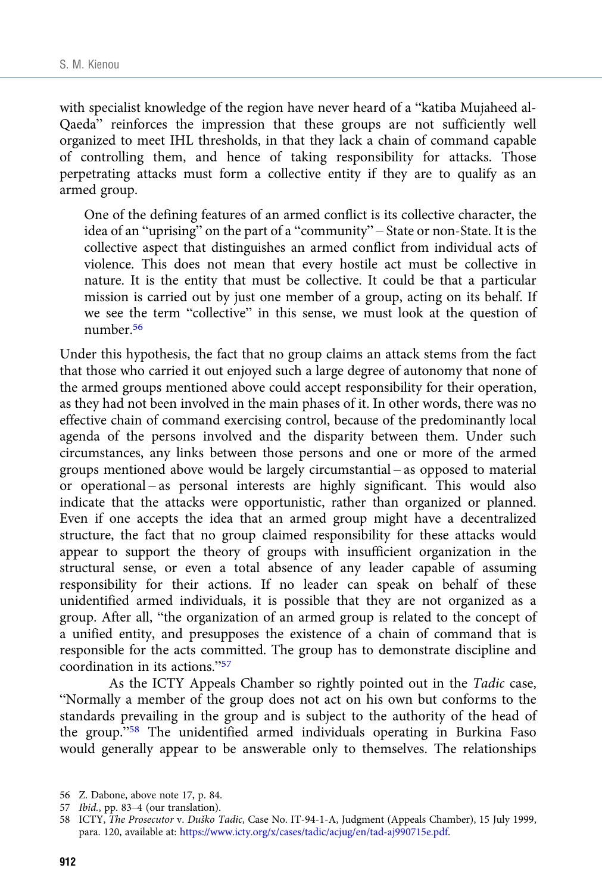with specialist knowledge of the region have never heard of a "katiba Mujaheed al-Qaeda" reinforces the impression that these groups are not sufficiently well organized to meet IHL thresholds, in that they lack a chain of command capable of controlling them, and hence of taking responsibility for attacks. Those perpetrating attacks must form a collective entity if they are to qualify as an armed group.

> One of the defining features of an armed conflict is its collective character, the idea of an "uprising" on the part of a "community" – State or non-State. It is the collective aspect that distinguishes an armed conflict from individual acts of violence. This does not mean that every hostile act must be collective in nature. It is the entity that must be collective. It could be that a particular mission is carried out by just one member of a group, acting on its behalf. If we see the term "collective" in this sense, we must look at the question of number.[56]

Under this hypothesis, the fact that no group claims an attack stems from the fact that those who carried it out enjoyed such a large degree of autonomy that none of the armed groups mentioned above could accept responsibility for their operation, as they had not been involved in the main phases of it. In other words, there was no effective chain of command exercising control, because of the predominantly local agenda of the persons involved and the disparity between them. Under such circumstances, any links between those persons and one or more of the armed groups mentioned above would be largely circumstantial – as opposed to material or operational – as personal interests are highly significant. This would also indicate that the attacks were opportunistic, rather than organized or planned. Even if one accepts the idea that an armed group might have a decentralized structure, the fact that no group claimed responsibility for these attacks would appear to support the theory of groups with insufficient organization in the structural sense, or even a total absence of any leader capable of assuming responsibility for their actions. If no leader can speak on behalf of these unidentified armed individuals, it is possible that they are not organized as a group. After all, "the organization of an armed group is related to the concept of a unified entity, and presupposes the existence of a chain of command that is responsible for the acts committed. The group has to demonstrate discipline and coordination in its actions."[57]

As the ICTY Appeals Chamber so rightly pointed out in the *Tadic* case, "Normally a member of the group does not act on his own but conforms to the standards prevailing in the group and is subject to the authority of the head of the group."[58] The unidentified armed individuals operating in Burkina Faso would generally appear to be answerable only to themselves. The relationships

56 Z. Dabone, above note 17, p. 84.

57 *Ibid.*, pp. 83–4 (our translation).

58 ICTY, *The Prosecutor* v. *Duško Tadic*, Case No. IT-94-1-A, Judgment (Appeals Chamber), 15 July 1999, para. 120, available at: https://www.icty.org/x/cases/tadic/acjug/en/tad-aj990715e.pdf.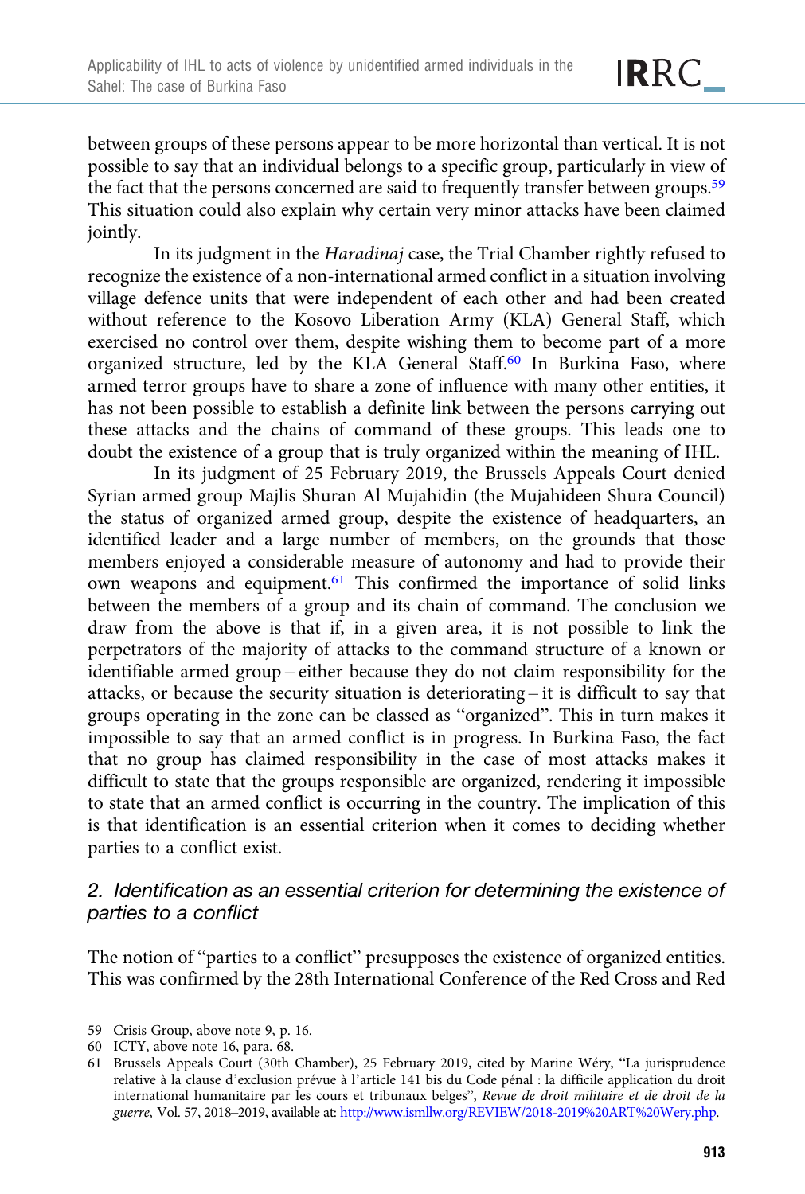between groups of these persons appear to be more horizontal than vertical. It is not possible to say that an individual belongs to a specific group, particularly in view of the fact that the persons concerned are said to frequently transfer between groups.[59] This situation could also explain why certain very minor attacks have been claimed jointly.

In its judgment in the *Haradinaj* case, the Trial Chamber rightly refused to recognize the existence of a non-international armed conflict in a situation involving village defence units that were independent of each other and had been created without reference to the Kosovo Liberation Army (KLA) General Staff, which exercised no control over them, despite wishing them to become part of a more organized structure, led by the KLA General Staff.[60] In Burkina Faso, where armed terror groups have to share a zone of influence with many other entities, it has not been possible to establish a definite link between the persons carrying out these attacks and the chains of command of these groups. This leads one to doubt the existence of a group that is truly organized within the meaning of IHL.

In its judgment of 25 February 2019, the Brussels Appeals Court denied Syrian armed group Majlis Shuran Al Mujahidin (the Mujahideen Shura Council) the status of organized armed group, despite the existence of headquarters, an identified leader and a large number of members, on the grounds that those members enjoyed a considerable measure of autonomy and had to provide their own weapons and equipment.[61] This confirmed the importance of solid links between the members of a group and its chain of command. The conclusion we draw from the above is that if, in a given area, it is not possible to link the perpetrators of the majority of attacks to the command structure of a known or identifiable armed group – either because they do not claim responsibility for the attacks, or because the security situation is deteriorating – it is difficult to say that groups operating in the zone can be classed as "organized". This in turn makes it impossible to say that an armed conflict is in progress. In Burkina Faso, the fact that no group has claimed responsibility in the case of most attacks makes it difficult to state that the groups responsible are organized, rendering it impossible to state that an armed conflict is occurring in the country. The implication of this is that identification is an essential criterion when it comes to deciding whether parties to a conflict exist.

### 2. Identification as an essential criterion for determining the existence of parties to a conflict

The notion of "parties to a conflict" presupposes the existence of organized entities. This was confirmed by the 28th International Conference of the Red Cross and Red

---

59 Crisis Group, above note 9, p. 16.

60 ICTY, above note 16, para. 68.

61 Brussels Appeals Court (30th Chamber), 25 February 2019, cited by Marine Wéry, "La jurisprudence relative à la clause d'exclusion prévue à l'article 141 bis du Code pénal : la difficile application du droit international humanitaire par les cours et tribunaux belges", *Revue de droit militaire et de droit de la guerre*, Vol. 57, 2018–2019, available at: http://www.ismllw.org/REVIEW/2018-2019%20ART%20Wery.php.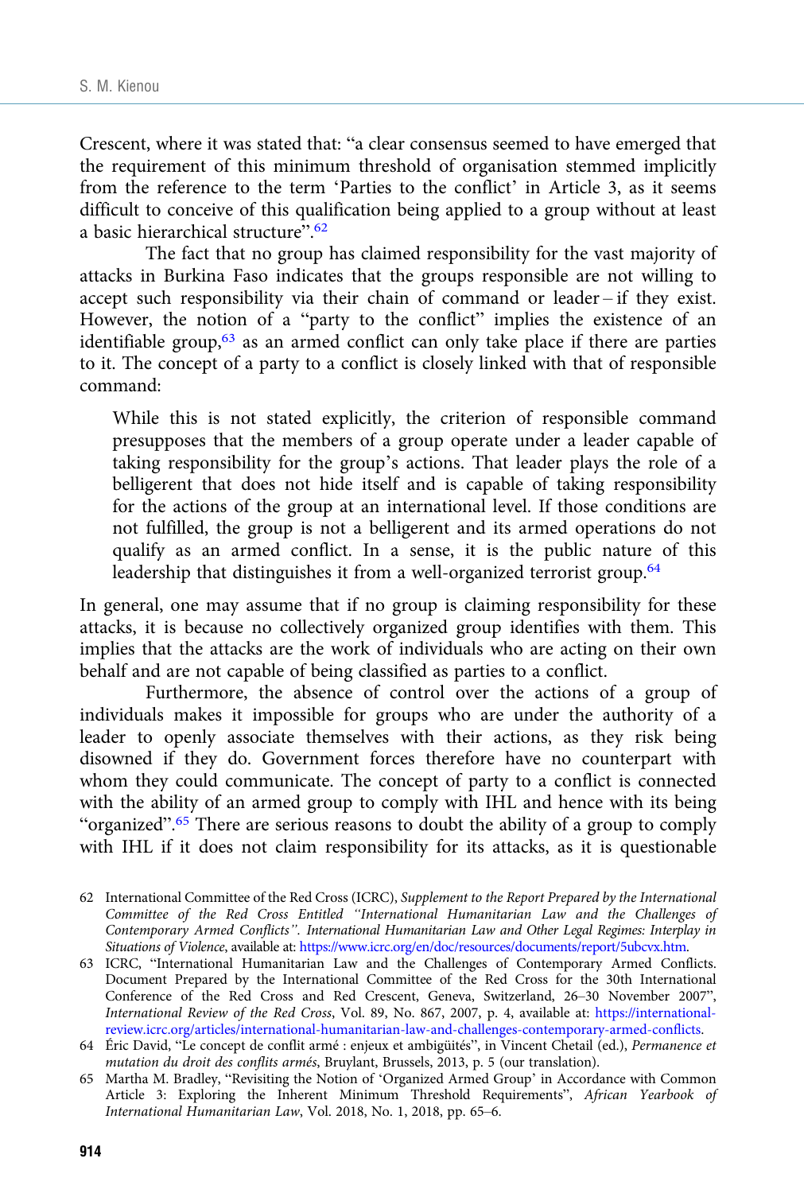Crescent, where it was stated that: "a clear consensus seemed to have emerged that the requirement of this minimum threshold of organisation stemmed implicitly from the reference to the term 'Parties to the conflict' in Article 3, as it seems difficult to conceive of this qualification being applied to a group without at least a basic hierarchical structure".[62]

The fact that no group has claimed responsibility for the vast majority of attacks in Burkina Faso indicates that the groups responsible are not willing to accept such responsibility via their chain of command or leader – if they exist. However, the notion of a "party to the conflict" implies the existence of an identifiable group,[63] as an armed conflict can only take place if there are parties to it. The concept of a party to a conflict is closely linked with that of responsible command:

> While this is not stated explicitly, the criterion of responsible command presupposes that the members of a group operate under a leader capable of taking responsibility for the group's actions. That leader plays the role of a belligerent that does not hide itself and is capable of taking responsibility for the actions of the group at an international level. If those conditions are not fulfilled, the group is not a belligerent and its armed operations do not qualify as an armed conflict. In a sense, it is the public nature of this leadership that distinguishes it from a well-organized terrorist group.[64]

In general, one may assume that if no group is claiming responsibility for these attacks, it is because no collectively organized group identifies with them. This implies that the attacks are the work of individuals who are acting on their own behalf and are not capable of being classified as parties to a conflict.

Furthermore, the absence of control over the actions of a group of individuals makes it impossible for groups who are under the authority of a leader to openly associate themselves with their actions, as they risk being disowned if they do. Government forces therefore have no counterpart with whom they could communicate. The concept of party to a conflict is connected with the ability of an armed group to comply with IHL and hence with its being "organized".[65] There are serious reasons to doubt the ability of a group to comply with IHL if it does not claim responsibility for its attacks, as it is questionable

62 International Committee of the Red Cross (ICRC), *Supplement to the Report Prepared by the International Committee of the Red Cross Entitled "International Humanitarian Law and the Challenges of Contemporary Armed Conflicts". International Humanitarian Law and Other Legal Regimes: Interplay in Situations of Violence*, available at: https://www.icrc.org/en/doc/resources/documents/report/5ubcvx.htm.

63 ICRC, "International Humanitarian Law and the Challenges of Contemporary Armed Conflicts. Document Prepared by the International Committee of the Red Cross for the 30th International Conference of the Red Cross and Red Crescent, Geneva, Switzerland, 26–30 November 2007", *International Review of the Red Cross*, Vol. 89, No. 867, 2007, p. 4, available at: https://international-review.icrc.org/articles/international-humanitarian-law-and-challenges-contemporary-armed-conflicts.

64 Éric David, "Le concept de conflit armé : enjeux et ambigüités", in Vincent Chetail (ed.), *Permanence et mutation du droit des conflits armés*, Bruylant, Brussels, 2013, p. 5 (our translation).

65 Martha M. Bradley, "Revisiting the Notion of 'Organized Armed Group' in Accordance with Common Article 3: Exploring the Inherent Minimum Threshold Requirements", *African Yearbook of International Humanitarian Law*, Vol. 2018, No. 1, 2018, pp. 65–6.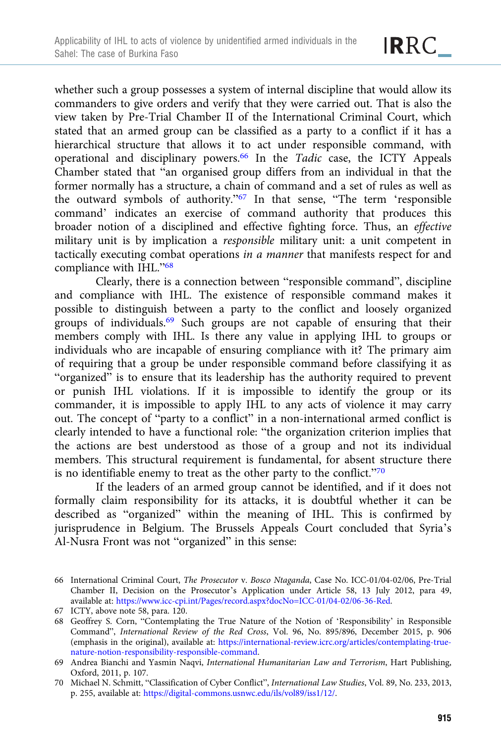whether such a group possesses a system of internal discipline that would allow its commanders to give orders and verify that they were carried out. That is also the view taken by Pre-Trial Chamber II of the International Criminal Court, which stated that an armed group can be classified as a party to a conflict if it has a hierarchical structure that allows it to act under responsible command, with operational and disciplinary powers.[66] In the *Tadic* case, the ICTY Appeals Chamber stated that "an organised group differs from an individual in that the former normally has a structure, a chain of command and a set of rules as well as the outward symbols of authority."[67] In that sense, "The term 'responsible command' indicates an exercise of command authority that produces this broader notion of a disciplined and effective fighting force. Thus, an *effective* military unit is by implication a *responsible* military unit: a unit competent in tactically executing combat operations *in a manner* that manifests respect for and compliance with IHL."[68]

Clearly, there is a connection between "responsible command", discipline and compliance with IHL. The existence of responsible command makes it possible to distinguish between a party to the conflict and loosely organized groups of individuals.[69] Such groups are not capable of ensuring that their members comply with IHL. Is there any value in applying IHL to groups or individuals who are incapable of ensuring compliance with it? The primary aim of requiring that a group be under responsible command before classifying it as "organized" is to ensure that its leadership has the authority required to prevent or punish IHL violations. If it is impossible to identify the group or its commander, it is impossible to apply IHL to any acts of violence it may carry out. The concept of "party to a conflict" in a non-international armed conflict is clearly intended to have a functional role: "the organization criterion implies that the actions are best understood as those of a group and not its individual members. This structural requirement is fundamental, for absent structure there is no identifiable enemy to treat as the other party to the conflict."[70]

If the leaders of an armed group cannot be identified, and if it does not formally claim responsibility for its attacks, it is doubtful whether it can be described as "organized" within the meaning of IHL. This is confirmed by jurisprudence in Belgium. The Brussels Appeals Court concluded that Syria's Al-Nusra Front was not "organized" in this sense:

66 International Criminal Court, *The Prosecutor* v. *Bosco Ntaganda*, Case No. ICC-01/04-02/06, Pre-Trial Chamber II, Decision on the Prosecutor's Application under Article 58, 13 July 2012, para 49, available at: https://www.icc-cpi.int/Pages/record.aspx?docNo=ICC-01/04-02/06-36-Red.

67 ICTY, above note 58, para. 120.

68 Geoffrey S. Corn, "Contemplating the True Nature of the Notion of 'Responsibility' in Responsible Command", *International Review of the Red Cross*, Vol. 96, No. 895/896, December 2015, p. 906 (emphasis in the original), available at: https://international-review.icrc.org/articles/contemplating-true-nature-notion-responsibility-responsible-command.

69 Andrea Bianchi and Yasmin Naqvi, *International Humanitarian Law and Terrorism*, Hart Publishing, Oxford, 2011, p. 107.

70 Michael N. Schmitt, "Classification of Cyber Conflict", *International Law Studies*, Vol. 89, No. 233, 2013, p. 255, available at: https://digital-commons.usnwc.edu/ils/vol89/iss1/12/.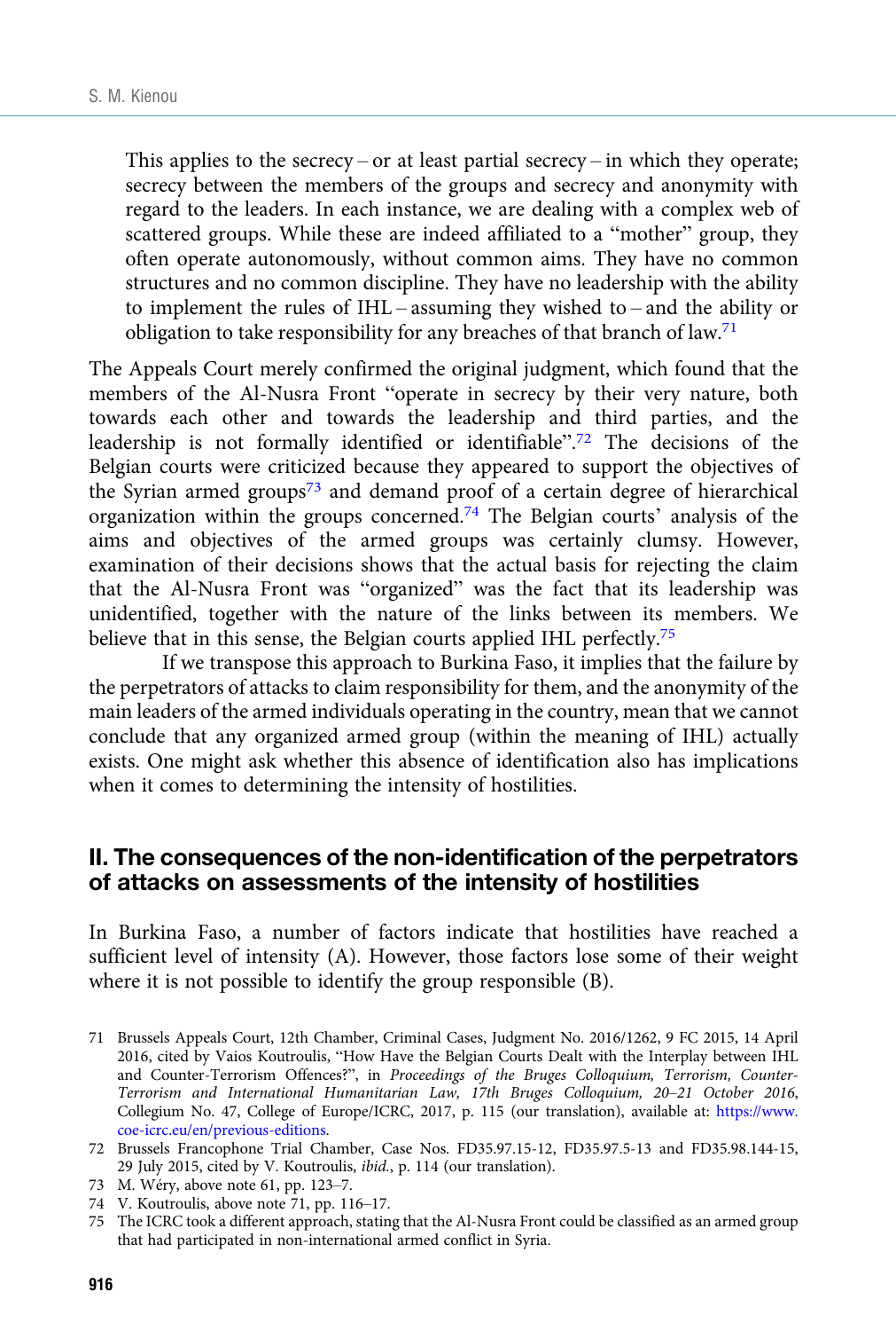> This applies to the secrecy – or at least partial secrecy – in which they operate; secrecy between the members of the groups and secrecy and anonymity with regard to the leaders. In each instance, we are dealing with a complex web of scattered groups. While these are indeed affiliated to a "mother" group, they often operate autonomously, without common aims. They have no common structures and no common discipline. They have no leadership with the ability to implement the rules of IHL – assuming they wished to – and the ability or obligation to take responsibility for any breaches of that branch of law.[71]

The Appeals Court merely confirmed the original judgment, which found that the members of the Al-Nusra Front "operate in secrecy by their very nature, both towards each other and towards the leadership and third parties, and the leadership is not formally identified or identifiable".[72] The decisions of the Belgian courts were criticized because they appeared to support the objectives of the Syrian armed groups[73] and demand proof of a certain degree of hierarchical organization within the groups concerned.[74] The Belgian courts' analysis of the aims and objectives of the armed groups was certainly clumsy. However, examination of their decisions shows that the actual basis for rejecting the claim that the Al-Nusra Front was "organized" was the fact that its leadership was unidentified, together with the nature of the links between its members. We believe that in this sense, the Belgian courts applied IHL perfectly.[75]

If we transpose this approach to Burkina Faso, it implies that the failure by the perpetrators of attacks to claim responsibility for them, and the anonymity of the main leaders of the armed individuals operating in the country, mean that we cannot conclude that any organized armed group (within the meaning of IHL) actually exists. One might ask whether this absence of identification also has implications when it comes to determining the intensity of hostilities.

## II. The consequences of the non-identification of the perpetrators of attacks on assessments of the intensity of hostilities

In Burkina Faso, a number of factors indicate that hostilities have reached a sufficient level of intensity (A). However, those factors lose some of their weight where it is not possible to identify the group responsible (B).

---

71 Brussels Appeals Court, 12th Chamber, Criminal Cases, Judgment No. 2016/1262, 9 FC 2015, 14 April 2016, cited by Vaios Koutroulis, "How Have the Belgian Courts Dealt with the Interplay between IHL and Counter-Terrorism Offences?", in *Proceedings of the Bruges Colloquium, Terrorism, Counter-Terrorism and International Humanitarian Law, 17th Bruges Colloquium, 20–21 October 2016*, Collegium No. 47, College of Europe/ICRC, 2017, p. 115 (our translation), available at: https://www.coe-icrc.eu/en/previous-editions.

72 Brussels Francophone Trial Chamber, Case Nos. FD35.97.15-12, FD35.97.5-13 and FD35.98.144-15, 29 July 2015, cited by V. Koutroulis, *ibid.*, p. 114 (our translation).

73 M. Wéry, above note 61, pp. 123–7.

74 V. Koutroulis, above note 71, pp. 116–17.

75 The ICRC took a different approach, stating that the Al-Nusra Front could be classified as an armed group that had participated in non-international armed conflict in Syria.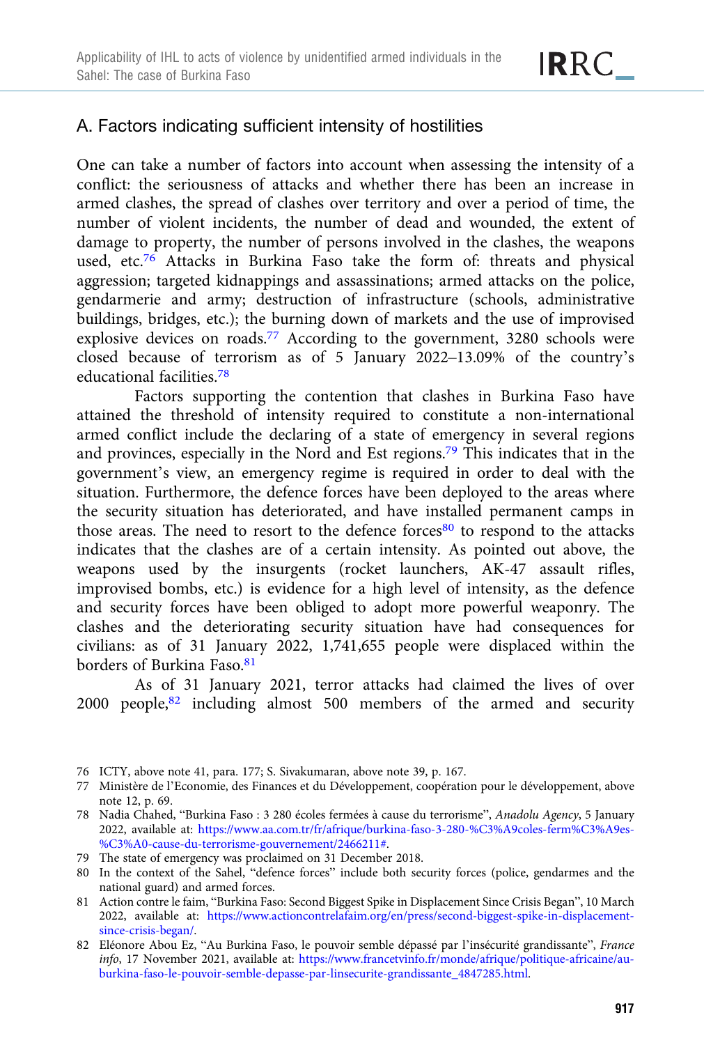## A. Factors indicating sufficient intensity of hostilities

One can take a number of factors into account when assessing the intensity of a conflict: the seriousness of attacks and whether there has been an increase in armed clashes, the spread of clashes over territory and over a period of time, the number of violent incidents, the number of dead and wounded, the extent of damage to property, the number of persons involved in the clashes, the weapons used, etc.[76] Attacks in Burkina Faso take the form of: threats and physical aggression; targeted kidnappings and assassinations; armed attacks on the police, gendarmerie and army; destruction of infrastructure (schools, administrative buildings, bridges, etc.); the burning down of markets and the use of improvised explosive devices on roads.[77] According to the government, 3280 schools were closed because of terrorism as of 5 January 2022–13.09% of the country's educational facilities.[78]

Factors supporting the contention that clashes in Burkina Faso have attained the threshold of intensity required to constitute a non-international armed conflict include the declaring of a state of emergency in several regions and provinces, especially in the Nord and Est regions.[79] This indicates that in the government's view, an emergency regime is required in order to deal with the situation. Furthermore, the defence forces have been deployed to the areas where the security situation has deteriorated, and have installed permanent camps in those areas. The need to resort to the defence forces[80] to respond to the attacks indicates that the clashes are of a certain intensity. As pointed out above, the weapons used by the insurgents (rocket launchers, AK-47 assault rifles, improvised bombs, etc.) is evidence for a high level of intensity, as the defence and security forces have been obliged to adopt more powerful weaponry. The clashes and the deteriorating security situation have had consequences for civilians: as of 31 January 2022, 1,741,655 people were displaced within the borders of Burkina Faso.[81]

As of 31 January 2021, terror attacks had claimed the lives of over 2000 people,[82] including almost 500 members of the armed and security

---

76 ICTY, above note 41, para. 177; S. Sivakumaran, above note 39, p. 167.

77 Ministère de l'Economie, des Finances et du Développement, coopération pour le développement, above note 12, p. 69.

78 Nadia Chahed, "Burkina Faso : 3 280 écoles fermées à cause du terrorisme", *Anadolu Agency*, 5 January 2022, available at: https://www.aa.com.tr/fr/afrique/burkina-faso-3-280-%C3%A9coles-ferm%C3%A9es-%C3%A0-cause-du-terrorisme-gouvernement/2466211#.

79 The state of emergency was proclaimed on 31 December 2018.

80 In the context of the Sahel, "defence forces" include both security forces (police, gendarmes and the national guard) and armed forces.

81 Action contre le faim, "Burkina Faso: Second Biggest Spike in Displacement Since Crisis Began", 10 March 2022, available at: https://www.actioncontrelafaim.org/en/press/second-biggest-spike-in-displacement-since-crisis-began/.

82 Eléonore Abou Ez, "Au Burkina Faso, le pouvoir semble dépassé par l'insécurité grandissante", *France info*, 17 November 2021, available at: https://www.francetvinfo.fr/monde/afrique/politique-africaine/au-burkina-faso-le-pouvoir-semble-depasse-par-linsecurite-grandissante_4847285.html.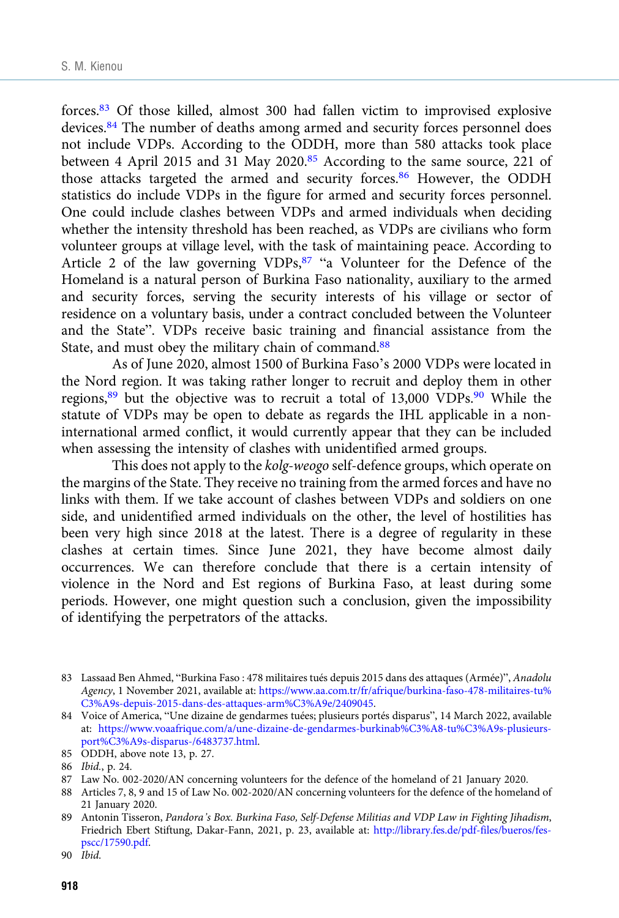forces.[83] Of those killed, almost 300 had fallen victim to improvised explosive devices.[84] The number of deaths among armed and security forces personnel does not include VDPs. According to the ODDH, more than 580 attacks took place between 4 April 2015 and 31 May 2020.[85] According to the same source, 221 of those attacks targeted the armed and security forces.[86] However, the ODDH statistics do include VDPs in the figure for armed and security forces personnel. One could include clashes between VDPs and armed individuals when deciding whether the intensity threshold has been reached, as VDPs are civilians who form volunteer groups at village level, with the task of maintaining peace. According to Article 2 of the law governing VDPs,[87] "a Volunteer for the Defence of the Homeland is a natural person of Burkina Faso nationality, auxiliary to the armed and security forces, serving the security interests of his village or sector of residence on a voluntary basis, under a contract concluded between the Volunteer and the State". VDPs receive basic training and financial assistance from the State, and must obey the military chain of command.[88]

As of June 2020, almost 1500 of Burkina Faso's 2000 VDPs were located in the Nord region. It was taking rather longer to recruit and deploy them in other regions,[89] but the objective was to recruit a total of 13,000 VDPs.[90] While the statute of VDPs may be open to debate as regards the IHL applicable in a non-international armed conflict, it would currently appear that they can be included when assessing the intensity of clashes with unidentified armed groups.

This does not apply to the *kolg-weogo* self-defence groups, which operate on the margins of the State. They receive no training from the armed forces and have no links with them. If we take account of clashes between VDPs and soldiers on one side, and unidentified armed individuals on the other, the level of hostilities has been very high since 2018 at the latest. There is a degree of regularity in these clashes at certain times. Since June 2021, they have become almost daily occurrences. We can therefore conclude that there is a certain intensity of violence in the Nord and Est regions of Burkina Faso, at least during some periods. However, one might question such a conclusion, given the impossibility of identifying the perpetrators of the attacks.

---

83 Lassaad Ben Ahmed, "Burkina Faso : 478 militaires tués depuis 2015 dans des attaques (Armée)", *Anadolu Agency*, 1 November 2021, available at: https://www.aa.com.tr/fr/afrique/burkina-faso-478-militaires-tu%C3%A9s-depuis-2015-dans-des-attaques-arm%C3%A9e/2409045.

84 Voice of America, "Une dizaine de gendarmes tuées; plusieurs portés disparus", 14 March 2022, available at: https://www.voaafrique.com/a/une-dizaine-de-gendarmes-burkinab%C3%A8-tu%C3%A9s-plusieurs-port%C3%A9s-disparus-/6483737.html.

85 ODDH, above note 13, p. 27.

86 *Ibid.*, p. 24.

87 Law No. 002-2020/AN concerning volunteers for the defence of the homeland of 21 January 2020.

88 Articles 7, 8, 9 and 15 of Law No. 002-2020/AN concerning volunteers for the defence of the homeland of 21 January 2020.

89 Antonin Tisseron, *Pandora's Box. Burkina Faso, Self-Defense Militias and VDP Law in Fighting Jihadism*, Friedrich Ebert Stiftung, Dakar-Fann, 2021, p. 23, available at: http://library.fes.de/pdf-files/bueros/fes-pscc/17590.pdf.

90 *Ibid.*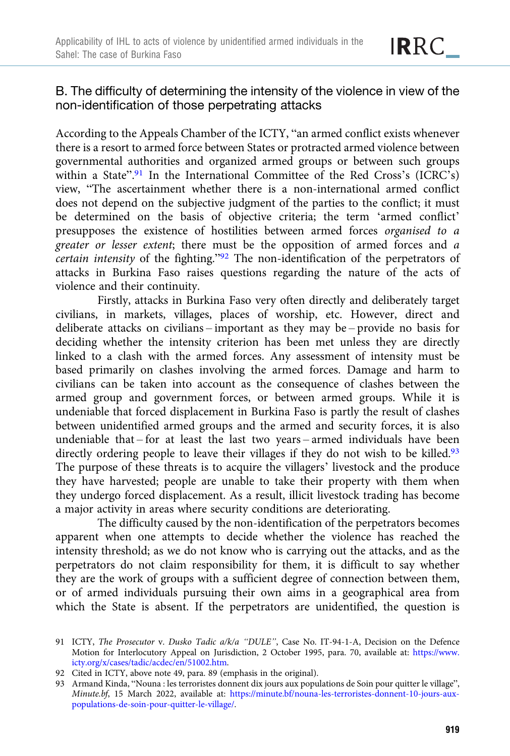### B. The difficulty of determining the intensity of the violence in view of the non-identification of those perpetrating attacks

According to the Appeals Chamber of the ICTY, "an armed conflict exists whenever there is a resort to armed force between States or protracted armed violence between governmental authorities and organized armed groups or between such groups within a State".[91] In the International Committee of the Red Cross's (ICRC's) view, "The ascertainment whether there is a non-international armed conflict does not depend on the subjective judgment of the parties to the conflict; it must be determined on the basis of objective criteria; the term 'armed conflict' presupposes the existence of hostilities between armed forces *organised to a greater or lesser extent*; there must be the opposition of armed forces and *a certain intensity* of the fighting."[92] The non-identification of the perpetrators of attacks in Burkina Faso raises questions regarding the nature of the acts of violence and their continuity.

Firstly, attacks in Burkina Faso very often directly and deliberately target civilians, in markets, villages, places of worship, etc. However, direct and deliberate attacks on civilians – important as they may be – provide no basis for deciding whether the intensity criterion has been met unless they are directly linked to a clash with the armed forces. Any assessment of intensity must be based primarily on clashes involving the armed forces. Damage and harm to civilians can be taken into account as the consequence of clashes between the armed group and government forces, or between armed groups. While it is undeniable that forced displacement in Burkina Faso is partly the result of clashes between unidentified armed groups and the armed and security forces, it is also undeniable that – for at least the last two years – armed individuals have been directly ordering people to leave their villages if they do not wish to be killed.[93] The purpose of these threats is to acquire the villagers' livestock and the produce they have harvested; people are unable to take their property with them when they undergo forced displacement. As a result, illicit livestock trading has become a major activity in areas where security conditions are deteriorating.

The difficulty caused by the non-identification of the perpetrators becomes apparent when one attempts to decide whether the violence has reached the intensity threshold; as we do not know who is carrying out the attacks, and as the perpetrators do not claim responsibility for them, it is difficult to say whether they are the work of groups with a sufficient degree of connection between them, or of armed individuals pursuing their own aims in a geographical area from which the State is absent. If the perpetrators are unidentified, the question is

---

91 ICTY, *The Prosecutor* v. *Dusko Tadic a/k/a "DULE"*, Case No. IT-94-1-A, Decision on the Defence Motion for Interlocutory Appeal on Jurisdiction, 2 October 1995, para. 70, available at: https://www.icty.org/x/cases/tadic/acdec/en/51002.htm.

92 Cited in ICTY, above note 49, para. 89 (emphasis in the original).

93 Armand Kinda, "Nouna : les terroristes donnent dix jours aux populations de Soin pour quitter le village", *Minute.bf*, 15 March 2022, available at: https://minute.bf/nouna-les-terroristes-donnent-10-jours-aux-populations-de-soin-pour-quitter-le-village/.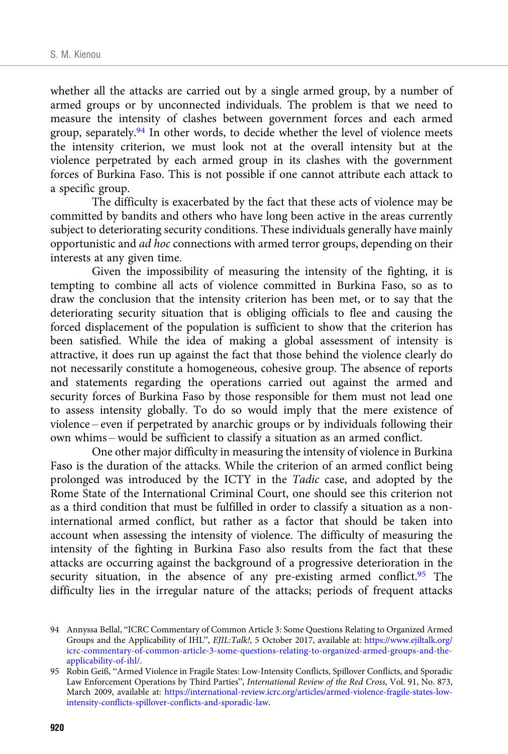whether all the attacks are carried out by a single armed group, by a number of armed groups or by unconnected individuals. The problem is that we need to measure the intensity of clashes between government forces and each armed group, separately.[94] In other words, to decide whether the level of violence meets the intensity criterion, we must look not at the overall intensity but at the violence perpetrated by each armed group in its clashes with the government forces of Burkina Faso. This is not possible if one cannot attribute each attack to a specific group.

The difficulty is exacerbated by the fact that these acts of violence may be committed by bandits and others who have long been active in the areas currently subject to deteriorating security conditions. These individuals generally have mainly opportunistic and *ad hoc* connections with armed terror groups, depending on their interests at any given time.

Given the impossibility of measuring the intensity of the fighting, it is tempting to combine all acts of violence committed in Burkina Faso, so as to draw the conclusion that the intensity criterion has been met, or to say that the deteriorating security situation that is obliging officials to flee and causing the forced displacement of the population is sufficient to show that the criterion has been satisfied. While the idea of making a global assessment of intensity is attractive, it does run up against the fact that those behind the violence clearly do not necessarily constitute a homogeneous, cohesive group. The absence of reports and statements regarding the operations carried out against the armed and security forces of Burkina Faso by those responsible for them must not lead one to assess intensity globally. To do so would imply that the mere existence of violence – even if perpetrated by anarchic groups or by individuals following their own whims – would be sufficient to classify a situation as an armed conflict.

One other major difficulty in measuring the intensity of violence in Burkina Faso is the duration of the attacks. While the criterion of an armed conflict being prolonged was introduced by the ICTY in the *Tadic* case, and adopted by the Rome State of the International Criminal Court, one should see this criterion not as a third condition that must be fulfilled in order to classify a situation as a non-international armed conflict, but rather as a factor that should be taken into account when assessing the intensity of violence. The difficulty of measuring the intensity of the fighting in Burkina Faso also results from the fact that these attacks are occurring against the background of a progressive deterioration in the security situation, in the absence of any pre-existing armed conflict.[95] The difficulty lies in the irregular nature of the attacks; periods of frequent attacks

94 Annyssa Bellal, "ICRC Commentary of Common Article 3: Some Questions Relating to Organized Armed Groups and the Applicability of IHL", *EJIL:Talk!*, 5 October 2017, available at: https://www.ejiltalk.org/icrc-commentary-of-common-article-3-some-questions-relating-to-organized-armed-groups-and-the-applicability-of-ihl/.

95 Robin Geiß, "Armed Violence in Fragile States: Low-Intensity Conflicts, Spillover Conflicts, and Sporadic Law Enforcement Operations by Third Parties", *International Review of the Red Cross*, Vol. 91, No. 873, March 2009, available at: https://international-review.icrc.org/articles/armed-violence-fragile-states-low-intensity-conflicts-spillover-conflicts-and-sporadic-law.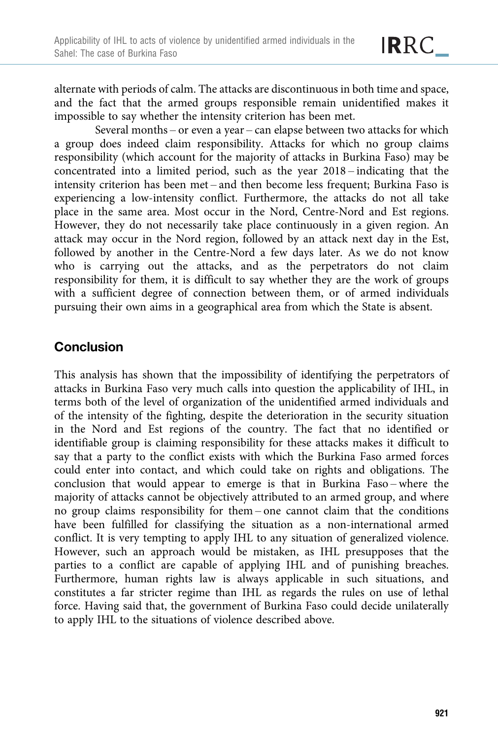alternate with periods of calm. The attacks are discontinuous in both time and space, and the fact that the armed groups responsible remain unidentified makes it impossible to say whether the intensity criterion has been met.

Several months – or even a year – can elapse between two attacks for which a group does indeed claim responsibility. Attacks for which no group claims responsibility (which account for the majority of attacks in Burkina Faso) may be concentrated into a limited period, such as the year 2018 – indicating that the intensity criterion has been met – and then become less frequent; Burkina Faso is experiencing a low-intensity conflict. Furthermore, the attacks do not all take place in the same area. Most occur in the Nord, Centre-Nord and Est regions. However, they do not necessarily take place continuously in a given region. An attack may occur in the Nord region, followed by an attack next day in the Est, followed by another in the Centre-Nord a few days later. As we do not know who is carrying out the attacks, and as the perpetrators do not claim responsibility for them, it is difficult to say whether they are the work of groups with a sufficient degree of connection between them, or of armed individuals pursuing their own aims in a geographical area from which the State is absent.

## Conclusion

This analysis has shown that the impossibility of identifying the perpetrators of attacks in Burkina Faso very much calls into question the applicability of IHL, in terms both of the level of organization of the unidentified armed individuals and of the intensity of the fighting, despite the deterioration in the security situation in the Nord and Est regions of the country. The fact that no identified or identifiable group is claiming responsibility for these attacks makes it difficult to say that a party to the conflict exists with which the Burkina Faso armed forces could enter into contact, and which could take on rights and obligations. The conclusion that would appear to emerge is that in Burkina Faso – where the majority of attacks cannot be objectively attributed to an armed group, and where no group claims responsibility for them – one cannot claim that the conditions have been fulfilled for classifying the situation as a non-international armed conflict. It is very tempting to apply IHL to any situation of generalized violence. However, such an approach would be mistaken, as IHL presupposes that the parties to a conflict are capable of applying IHL and of punishing breaches. Furthermore, human rights law is always applicable in such situations, and constitutes a far stricter regime than IHL as regards the rules on use of lethal force. Having said that, the government of Burkina Faso could decide unilaterally to apply IHL to the situations of violence described above.